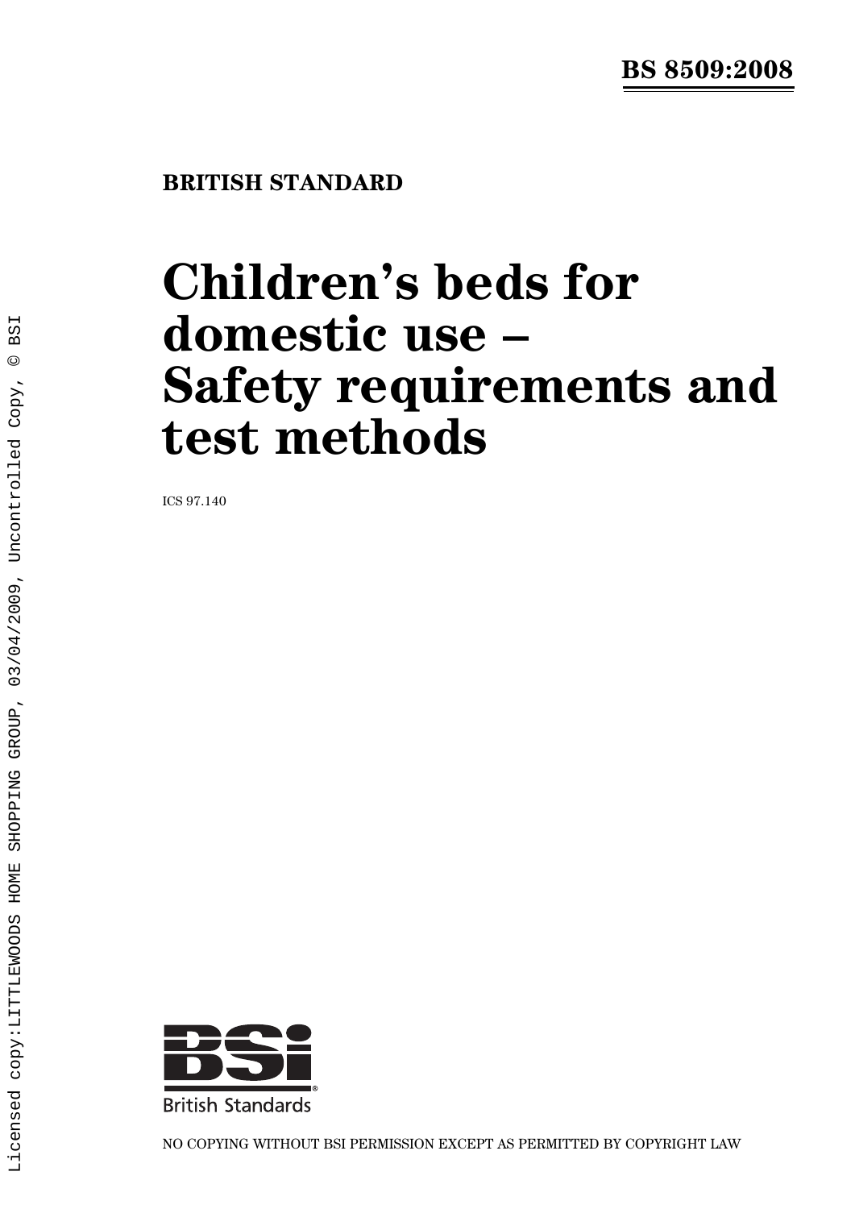**BS 8509:2008**

**BRITISH STANDARD**

# Children's beds for domestic use – Safety requirements and test methods

ICS 97.140

Licensed copy:LITTLEWOODS HOME SHOPPING GROUP, 03/04/2009, Uncontrolled Copy, © BSI

British Standards

NO COPYING WITHOUT BSI PERMISSION EXCEPT AS PERMITTED BY COPYRIGHT LAW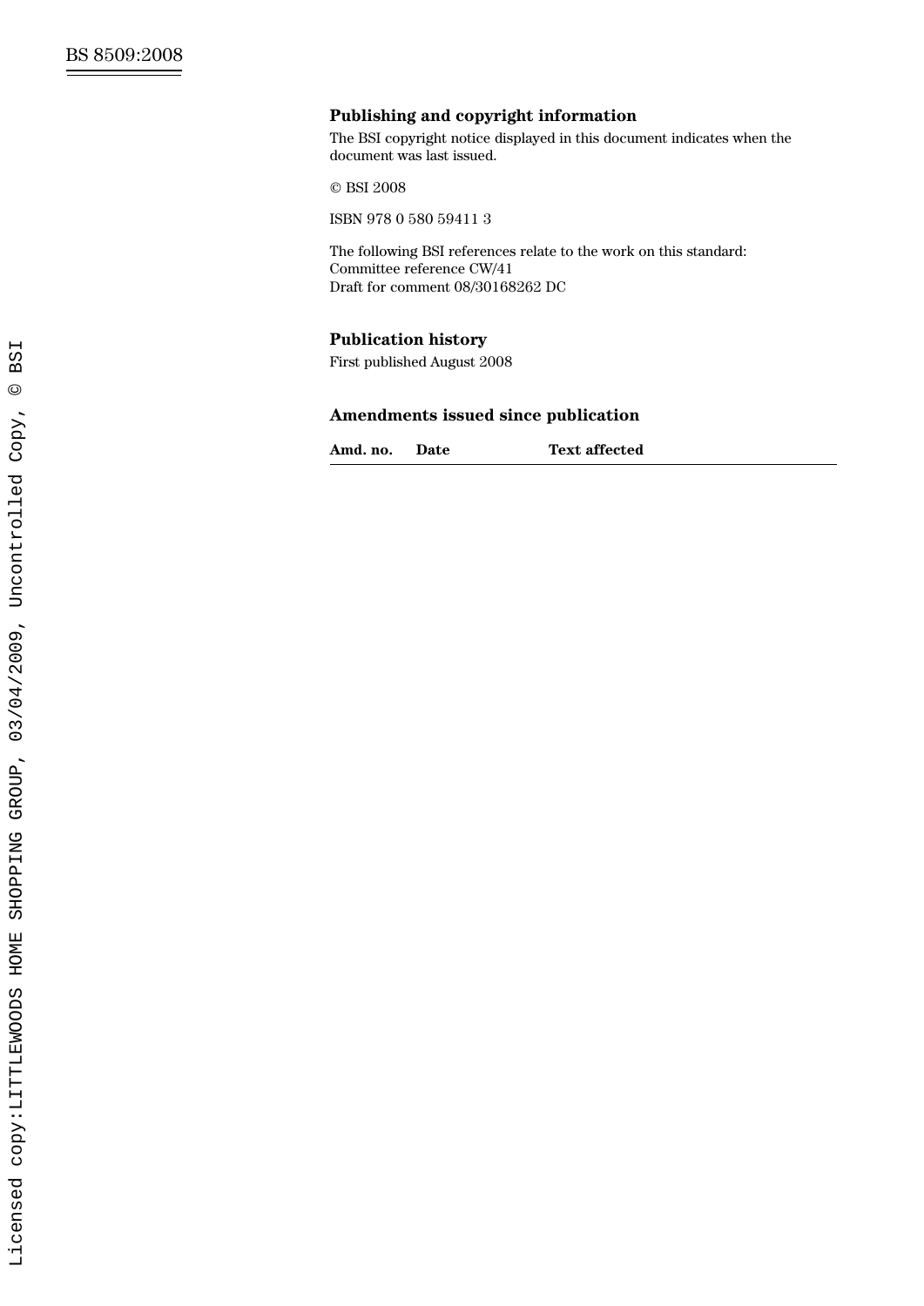## Publishing and copyright information

The BSI copyright notice displayed in this document indicates when the document was last issued.

© BSI 2008

ISBN 978 0 580 59411 3

The following BSI references relate to the work on this standard:
Committee reference CW/41
Draft for comment 08/30168262 DC

## Publication history

First published August 2008

## Amendments issued since publication

| Amd. no. | Date | Text affected |
| --- | --- | --- |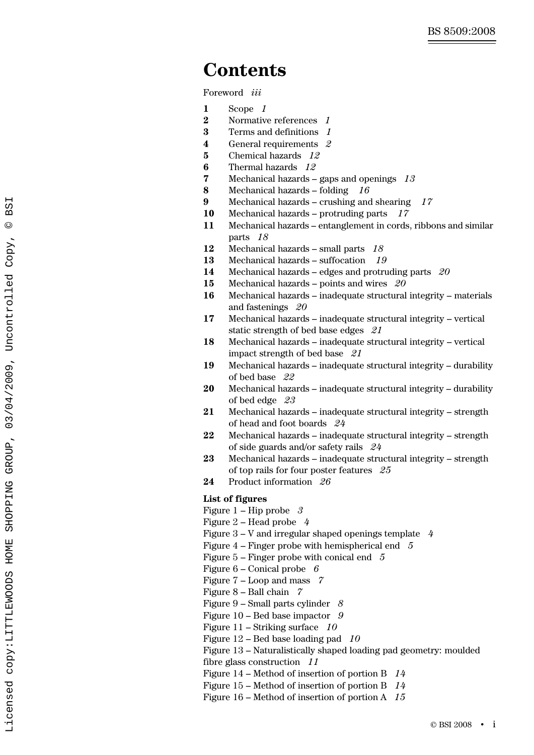# Contents

Foreword *iii*

**1** Scope *1*
**2** Normative references *1*
**3** Terms and definitions *1*
**4** General requirements *2*
**5** Chemical hazards *12*
**6** Thermal hazards *12*
**7** Mechanical hazards – gaps and openings *13*
**8** Mechanical hazards – folding *16*
**9** Mechanical hazards – crushing and shearing *17*
**10** Mechanical hazards – protruding parts *17*
**11** Mechanical hazards – entanglement in cords, ribbons and similar parts *18*
**12** Mechanical hazards – small parts *18*
**13** Mechanical hazards – suffocation *19*
**14** Mechanical hazards – edges and protruding parts *20*
**15** Mechanical hazards – points and wires *20*
**16** Mechanical hazards – inadequate structural integrity – materials and fastenings *20*
**17** Mechanical hazards – inadequate structural integrity – vertical static strength of bed base edges *21*
**18** Mechanical hazards – inadequate structural integrity – vertical impact strength of bed base *21*
**19** Mechanical hazards – inadequate structural integrity – durability of bed base *22*
**20** Mechanical hazards – inadequate structural integrity – durability of bed edge *23*
**21** Mechanical hazards – inadequate structural integrity – strength of head and foot boards *24*
**22** Mechanical hazards – inadequate structural integrity – strength of side guards and/or safety rails *24*
**23** Mechanical hazards – inadequate structural integrity – strength of top rails for four poster features *25*
**24** Product information *26*

**List of figures**

Figure 1 – Hip probe *3*
Figure 2 – Head probe *4*
Figure 3 – V and irregular shaped openings template *4*
Figure 4 – Finger probe with hemispherical end *5*
Figure 5 – Finger probe with conical end *5*
Figure 6 – Conical probe *6*
Figure 7 – Loop and mass *7*
Figure 8 – Ball chain *7*
Figure 9 – Small parts cylinder *8*
Figure 10 – Bed base impactor *9*
Figure 11 – Striking surface *10*
Figure 12 – Bed base loading pad *10*
Figure 13 – Naturalistically shaped loading pad geometry: moulded fibre glass construction *11*
Figure 14 – Method of insertion of portion B *14*
Figure 15 – Method of insertion of portion B *14*
Figure 16 – Method of insertion of portion A *15*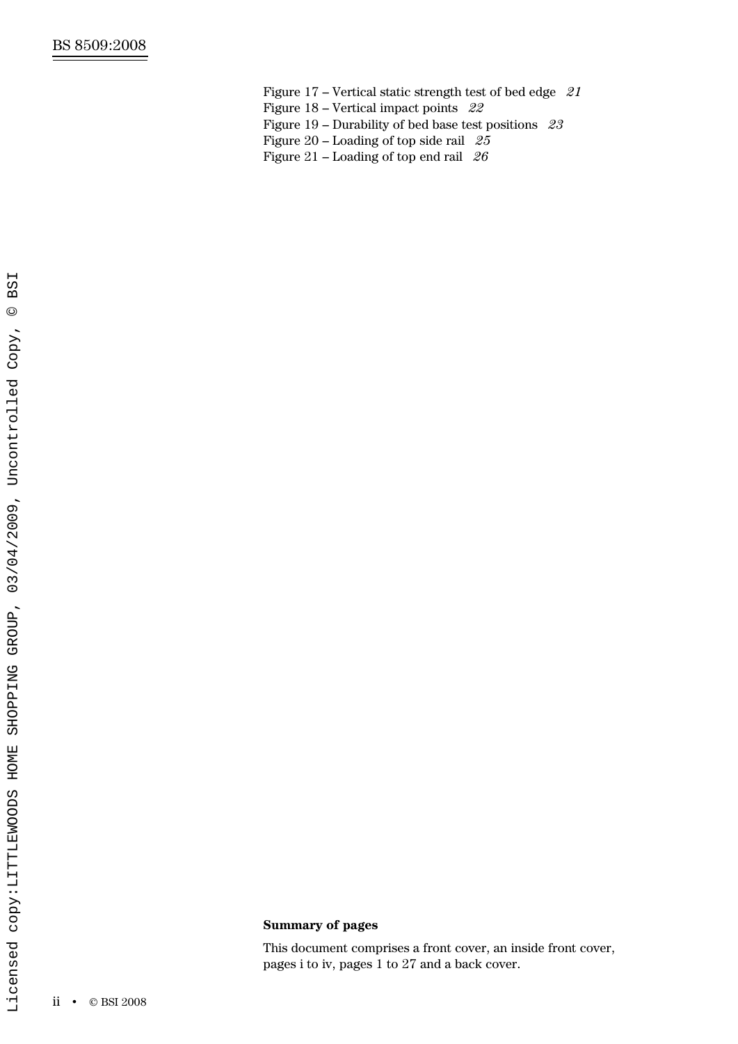Figure 17 – Vertical static strength test of bed edge *21*
Figure 18 – Vertical impact points *22*
Figure 19 – Durability of bed base test positions *23*
Figure 20 – Loading of top side rail *25*
Figure 21 – Loading of top end rail *26*

**Summary of pages**

This document comprises a front cover, an inside front cover, pages i to iv, pages 1 to 27 and a back cover.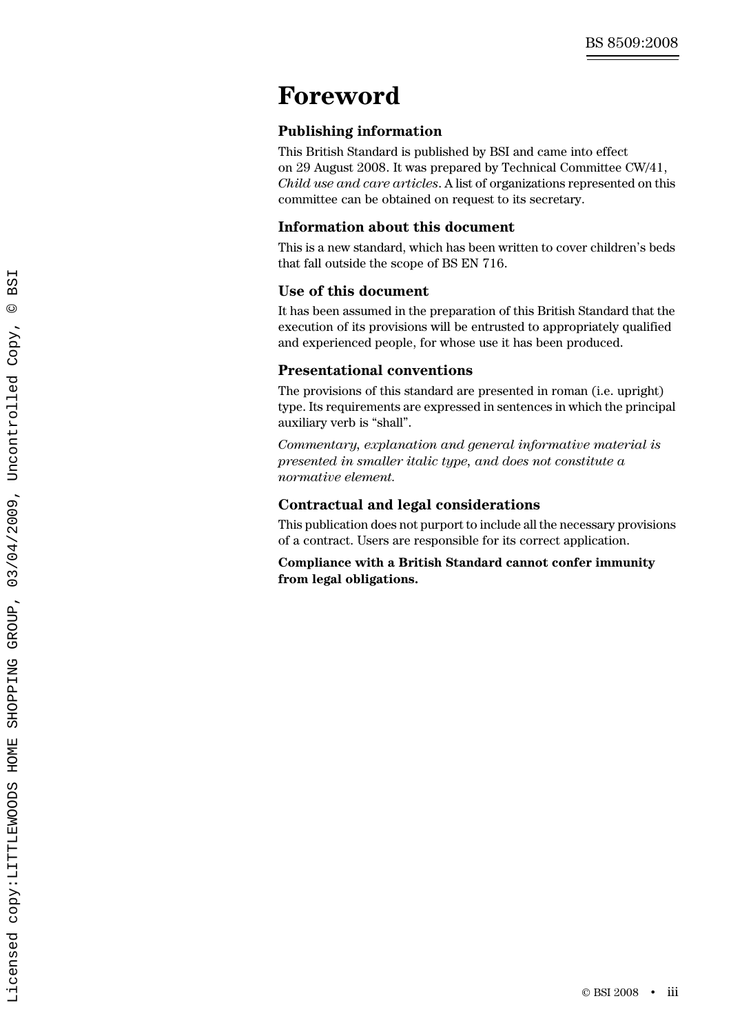# Foreword

## Publishing information

This British Standard is published by BSI and came into effect on 29 August 2008. It was prepared by Technical Committee CW/41, *Child use and care articles*. A list of organizations represented on this committee can be obtained on request to its secretary.

## Information about this document

This is a new standard, which has been written to cover children's beds that fall outside the scope of BS EN 716.

## Use of this document

It has been assumed in the preparation of this British Standard that the execution of its provisions will be entrusted to appropriately qualified and experienced people, for whose use it has been produced.

## Presentational conventions

The provisions of this standard are presented in roman (i.e. upright) type. Its requirements are expressed in sentences in which the principal auxiliary verb is "shall".

*Commentary, explanation and general informative material is presented in smaller italic type, and does not constitute a normative element.*

## Contractual and legal considerations

This publication does not purport to include all the necessary provisions of a contract. Users are responsible for its correct application.

**Compliance with a British Standard cannot confer immunity from legal obligations.**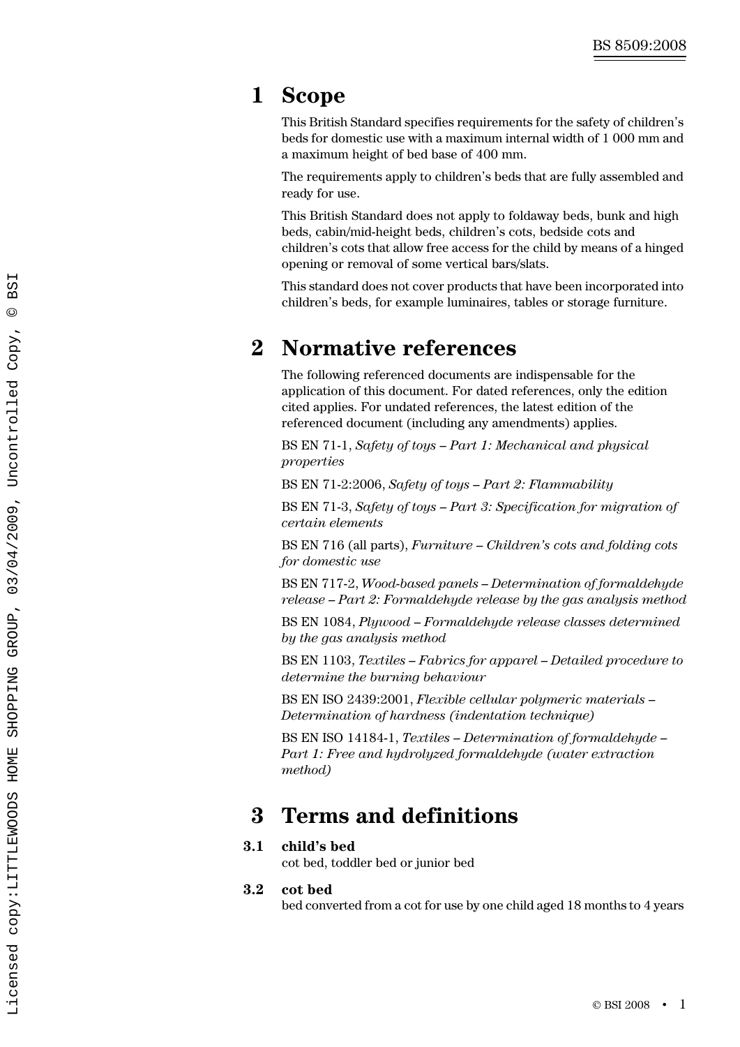# 1 Scope

This British Standard specifies requirements for the safety of children's beds for domestic use with a maximum internal width of 1 000 mm and a maximum height of bed base of 400 mm.

The requirements apply to children's beds that are fully assembled and ready for use.

This British Standard does not apply to foldaway beds, bunk and high beds, cabin/mid-height beds, children's cots, bedside cots and children's cots that allow free access for the child by means of a hinged opening or removal of some vertical bars/slats.

This standard does not cover products that have been incorporated into children's beds, for example luminaires, tables or storage furniture.

# 2 Normative references

The following referenced documents are indispensable for the application of this document. For dated references, only the edition cited applies. For undated references, the latest edition of the referenced document (including any amendments) applies.

BS EN 71-1, *Safety of toys – Part 1: Mechanical and physical properties*

BS EN 71-2:2006, *Safety of toys – Part 2: Flammability*

BS EN 71-3, *Safety of toys – Part 3: Specification for migration of certain elements*

BS EN 716 (all parts), *Furniture – Children's cots and folding cots for domestic use*

BS EN 717-2, *Wood-based panels – Determination of formaldehyde release – Part 2: Formaldehyde release by the gas analysis method*

BS EN 1084, *Plywood – Formaldehyde release classes determined by the gas analysis method*

BS EN 1103, *Textiles – Fabrics for apparel – Detailed procedure to determine the burning behaviour*

BS EN ISO 2439:2001, *Flexible cellular polymeric materials – Determination of hardness (indentation technique)*

BS EN ISO 14184-1, *Textiles – Determination of formaldehyde – Part 1: Free and hydrolyzed formaldehyde (water extraction method)*

# 3 Terms and definitions

**3.1 child's bed**

cot bed, toddler bed or junior bed

**3.2 cot bed**

bed converted from a cot for use by one child aged 18 months to 4 years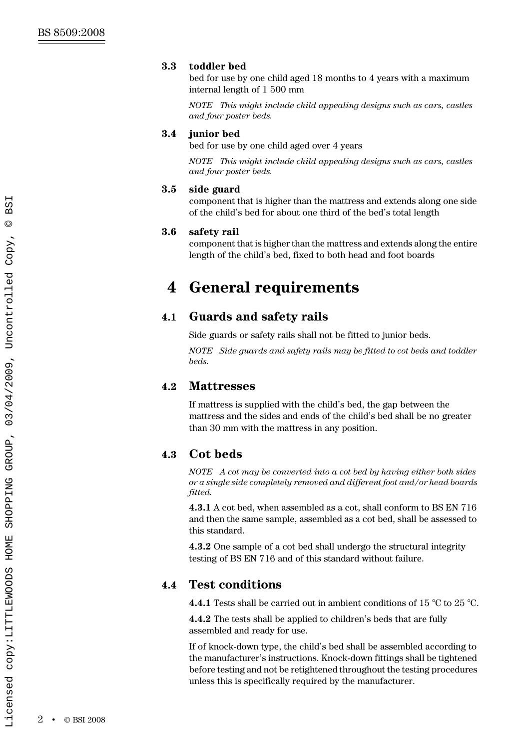**3.3 toddler bed**

bed for use by one child aged 18 months to 4 years with a maximum internal length of 1 500 mm

*NOTE This might include child appealing designs such as cars, castles and four poster beds.*

**3.4 junior bed**

bed for use by one child aged over 4 years

*NOTE This might include child appealing designs such as cars, castles and four poster beds.*

**3.5 side guard**

component that is higher than the mattress and extends along one side of the child's bed for about one third of the bed's total length

**3.6 safety rail**

component that is higher than the mattress and extends along the entire length of the child's bed, fixed to both head and foot boards

# 4 General requirements

## 4.1 Guards and safety rails

Side guards or safety rails shall not be fitted to junior beds.

*NOTE Side guards and safety rails may be fitted to cot beds and toddler beds.*

## 4.2 Mattresses

If mattress is supplied with the child's bed, the gap between the mattress and the sides and ends of the child's bed shall be no greater than 30 mm with the mattress in any position.

## 4.3 Cot beds

*NOTE A cot may be converted into a cot bed by having either both sides or a single side completely removed and different foot and/or head boards fitted.*

**4.3.1** A cot bed, when assembled as a cot, shall conform to BS EN 716 and then the same sample, assembled as a cot bed, shall be assessed to this standard.

**4.3.2** One sample of a cot bed shall undergo the structural integrity testing of BS EN 716 and of this standard without failure.

## 4.4 Test conditions

**4.4.1** Tests shall be carried out in ambient conditions of 15 °C to 25 °C.

**4.4.2** The tests shall be applied to children's beds that are fully assembled and ready for use.

If of knock-down type, the child's bed shall be assembled according to the manufacturer's instructions. Knock-down fittings shall be tightened before testing and not be retightened throughout the testing procedures unless this is specifically required by the manufacturer.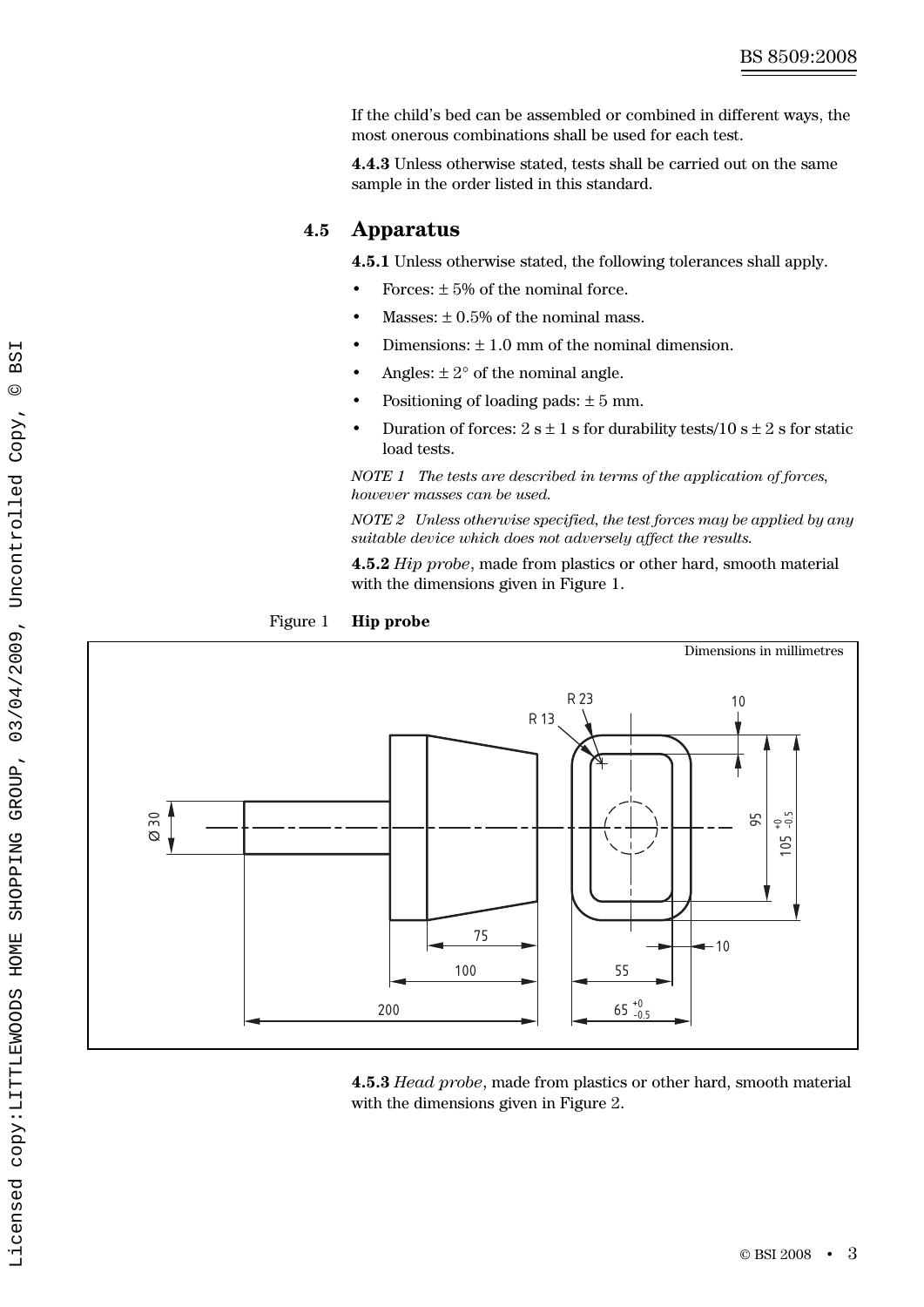If the child's bed can be assembled or combined in different ways, the most onerous combinations shall be used for each test.

**4.4.3** Unless otherwise stated, tests shall be carried out on the same sample in the order listed in this standard.

## 4.5 Apparatus

**4.5.1** Unless otherwise stated, the following tolerances shall apply.

- Forces: ± 5% of the nominal force.
- Masses: ± 0.5% of the nominal mass.
- Dimensions: ± 1.0 mm of the nominal dimension.
- Angles: ± 2° of the nominal angle.
- Positioning of loading pads: ± 5 mm.
- Duration of forces: 2 s ± 1 s for durability tests/10 s ± 2 s for static load tests.

*NOTE 1 The tests are described in terms of the application of forces, however masses can be used.*

*NOTE 2 Unless otherwise specified, the test forces may be applied by any suitable device which does not adversely affect the results.*

**4.5.2** *Hip probe*, made from plastics or other hard, smooth material with the dimensions given in Figure 1.

Figure 1 **Hip probe**

Dimensions in millimetres

R 23, R 13, 10, Ø 30, 95, $105^{+0}_{-0.5}$, 75, 100, 200, 55, 10, $65^{+0}_{-0.5}$

**4.5.3** *Head probe*, made from plastics or other hard, smooth material with the dimensions given in Figure 2.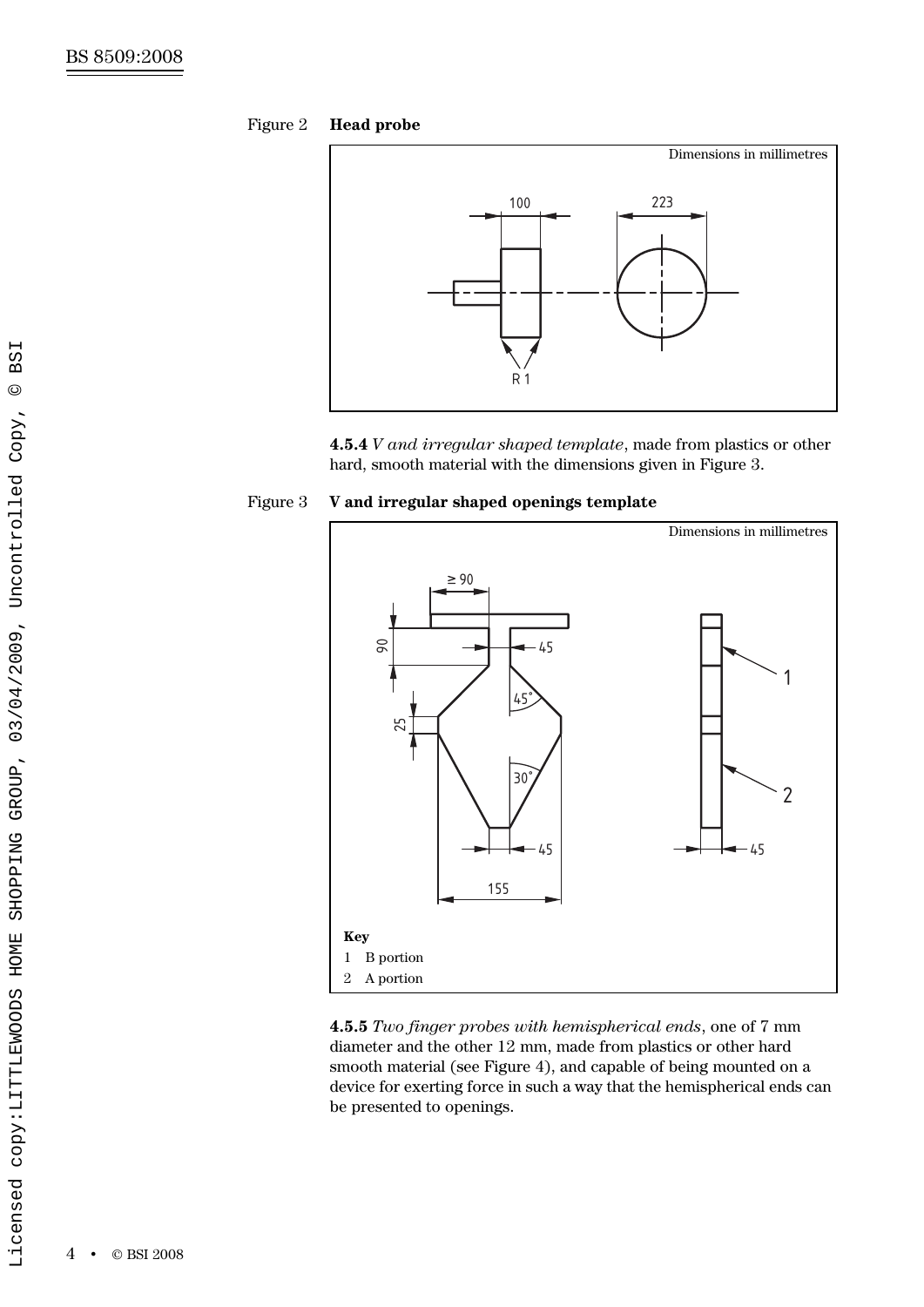Figure 2 **Head probe**

Figure 3 **V and irregular shaped openings template**

**4.5.4** *V and irregular shaped template*, made from plastics or other hard, smooth material with the dimensions given in Figure 3.

**Key**

1 B portion

2 A portion

**4.5.5** *Two finger probes with hemispherical ends*, one of 7 mm diameter and the other 12 mm, made from plastics or other hard smooth material (see Figure 4), and capable of being mounted on a device for exerting force in such a way that the hemispherical ends can be presented to openings.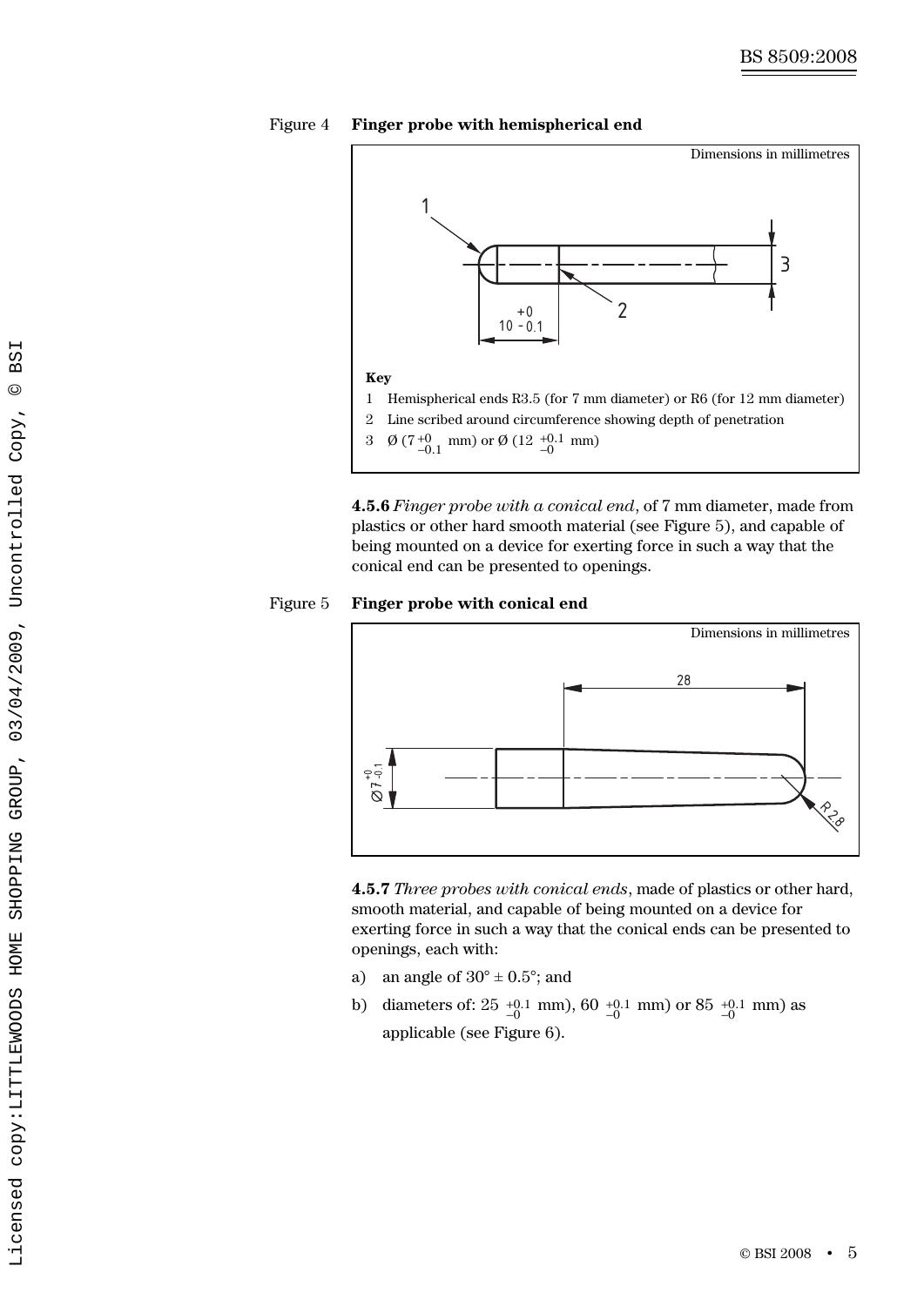Figure 4 **Finger probe with hemispherical end**

Dimensions in millimetres

**Key**

1 Hemispherical ends R3.5 (for 7 mm diameter) or R6 (for 12 mm diameter)

2 Line scribed around circumference showing depth of penetration

3 Ø ($7^{+0}_{-0.1}$ mm) or Ø ($12^{+0.1}_{-0}$ mm)

**4.5.6** *Finger probe with a conical end*, of 7 mm diameter, made from plastics or other hard smooth material (see Figure 5), and capable of being mounted on a device for exerting force in such a way that the conical end can be presented to openings.

Figure 5 **Finger probe with conical end**

Dimensions in millimetres

**4.5.7** *Three probes with conical ends*, made of plastics or other hard, smooth material, and capable of being mounted on a device for exerting force in such a way that the conical ends can be presented to openings, each with:

a) an angle of 30° ± 0.5°; and

b) diameters of: $25^{+0.1}_{-0}$ mm), $60^{+0.1}_{-0}$ mm) or $85^{+0.1}_{-0}$ mm) as applicable (see Figure 6).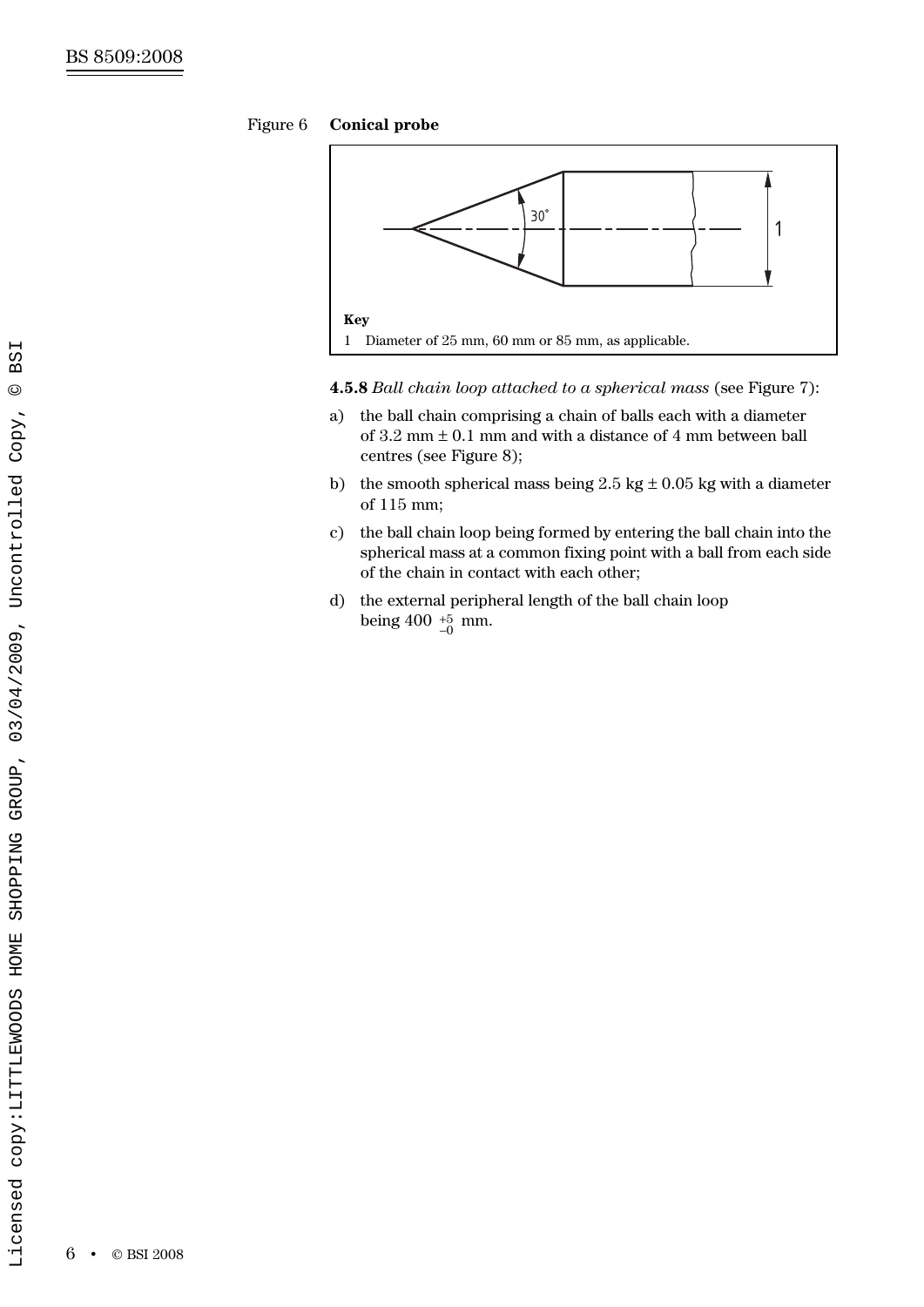Figure 6 **Conical probe**

**Key**

1 Diameter of 25 mm, 60 mm or 85 mm, as applicable.

**4.5.8** *Ball chain loop attached to a spherical mass* (see Figure 7):

a) the ball chain comprising a chain of balls each with a diameter of 3.2 mm ± 0.1 mm and with a distance of 4 mm between ball centres (see Figure 8);

b) the smooth spherical mass being 2.5 kg ± 0.05 kg with a diameter of 115 mm;

c) the ball chain loop being formed by entering the ball chain into the spherical mass at a common fixing point with a ball from each side of the chain in contact with each other;

d) the external peripheral length of the ball chain loop being $400\ ^{+5}_{-0}$ mm.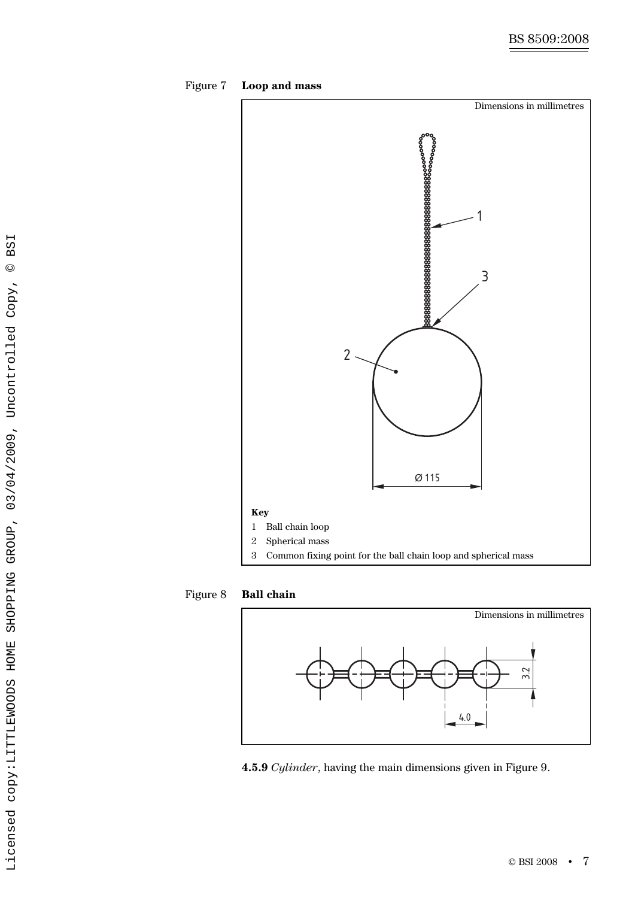Figure 7 **Loop and mass**

Dimensions in millimetres

Ø 115

**Key**

1 Ball chain loop

2 Spherical mass

3 Common fixing point for the ball chain loop and spherical mass

Figure 8 **Ball chain**

Dimensions in millimetres

3.2

4.0

**4.5.9** *Cylinder*, having the main dimensions given in Figure 9.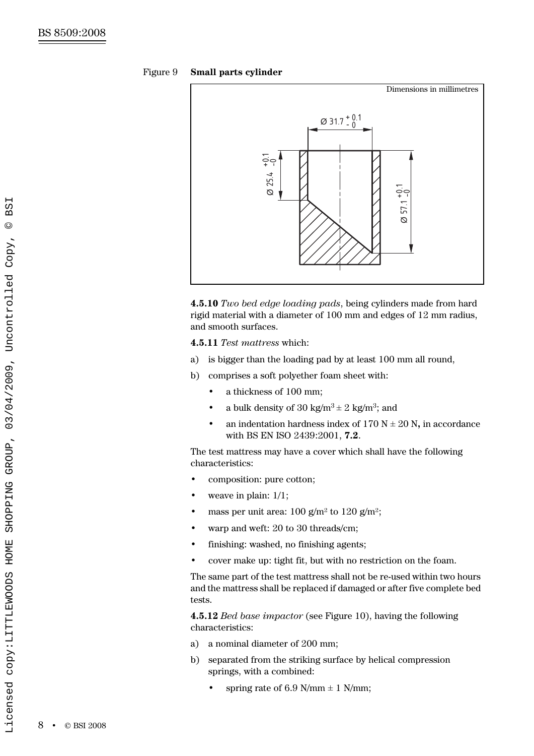Figure 9 **Small parts cylinder**

Dimensions in millimetres

**4.5.10** *Two bed edge loading pads*, being cylinders made from hard rigid material with a diameter of 100 mm and edges of 12 mm radius, and smooth surfaces.

**4.5.11** *Test mattress* which:

a) is bigger than the loading pad by at least 100 mm all round,
b) comprises a soft polyether foam sheet with:
   - a thickness of 100 mm;
   - a bulk density of 30 kg/m$^3$ ± 2 kg/m$^3$; and
   - an indentation hardness index of 170 N ± 20 N**,** in accordance with BS EN ISO 2439:2001, **7.2**.

The test mattress may have a cover which shall have the following characteristics:

- composition: pure cotton;
- weave in plain: 1/1;
- mass per unit area: 100 g/m$^2$ to 120 g/m$^2$;
- warp and weft: 20 to 30 threads/cm;
- finishing: washed, no finishing agents;
- cover make up: tight fit, but with no restriction on the foam.

The same part of the test mattress shall not be re-used within two hours and the mattress shall be replaced if damaged or after five complete bed tests.

**4.5.12** *Bed base impactor* (see Figure 10), having the following characteristics:

a) a nominal diameter of 200 mm;
b) separated from the striking surface by helical compression springs, with a combined:
   - spring rate of 6.9 N/mm ± 1 N/mm;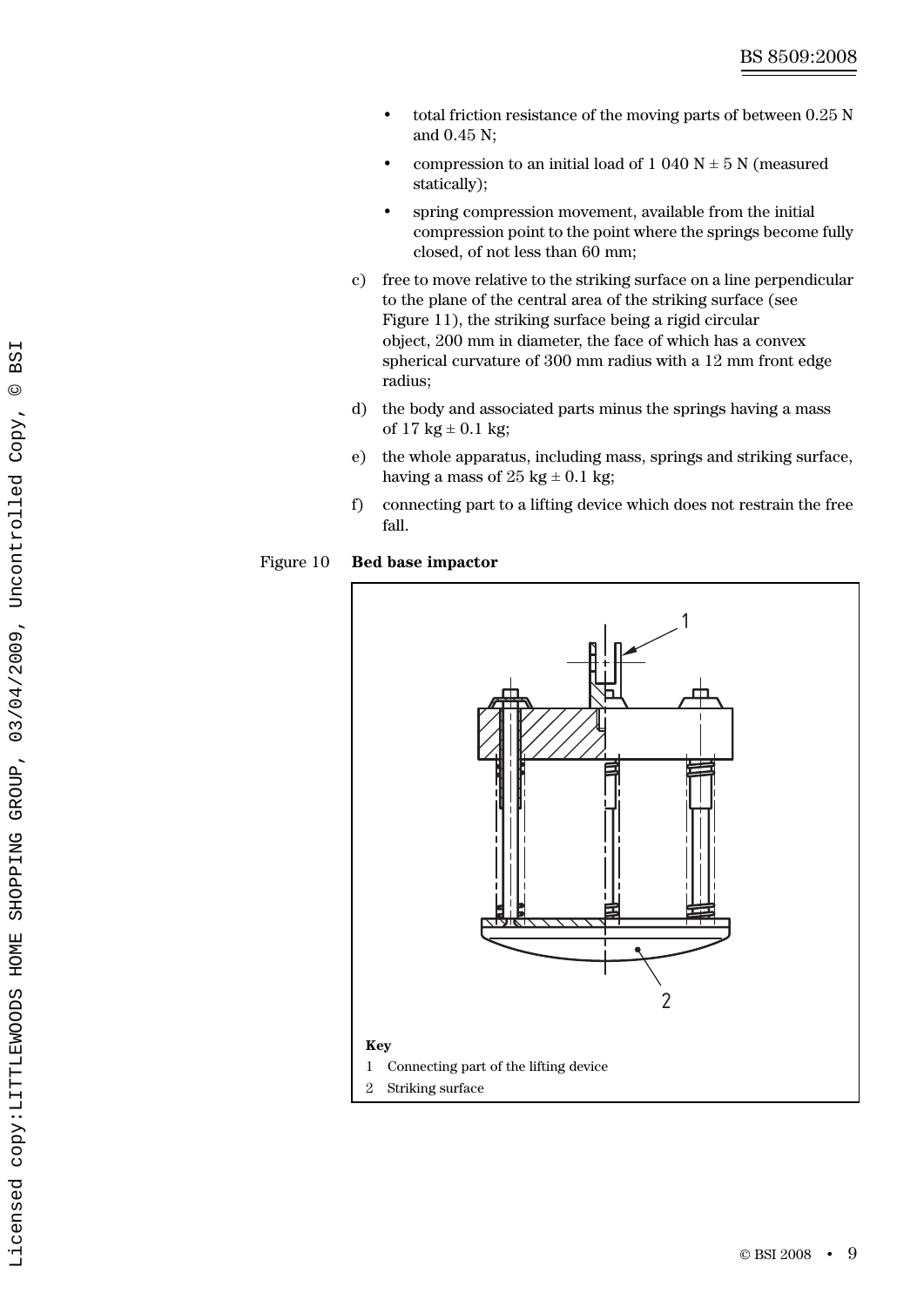- total friction resistance of the moving parts of between 0.25 N and 0.45 N;
- compression to an initial load of 1 040 N ± 5 N (measured statically);
- spring compression movement, available from the initial compression point to the point where the springs become fully closed, of not less than 60 mm;

c) free to move relative to the striking surface on a line perpendicular to the plane of the central area of the striking surface (see Figure 11), the striking surface being a rigid circular object, 200 mm in diameter, the face of which has a convex spherical curvature of 300 mm radius with a 12 mm front edge radius;

d) the body and associated parts minus the springs having a mass of 17 kg ± 0.1 kg;

e) the whole apparatus, including mass, springs and striking surface, having a mass of 25 kg ± 0.1 kg;

f) connecting part to a lifting device which does not restrain the free fall.

Figure 10 **Bed base impactor**

**Key**

1 Connecting part of the lifting device

2 Striking surface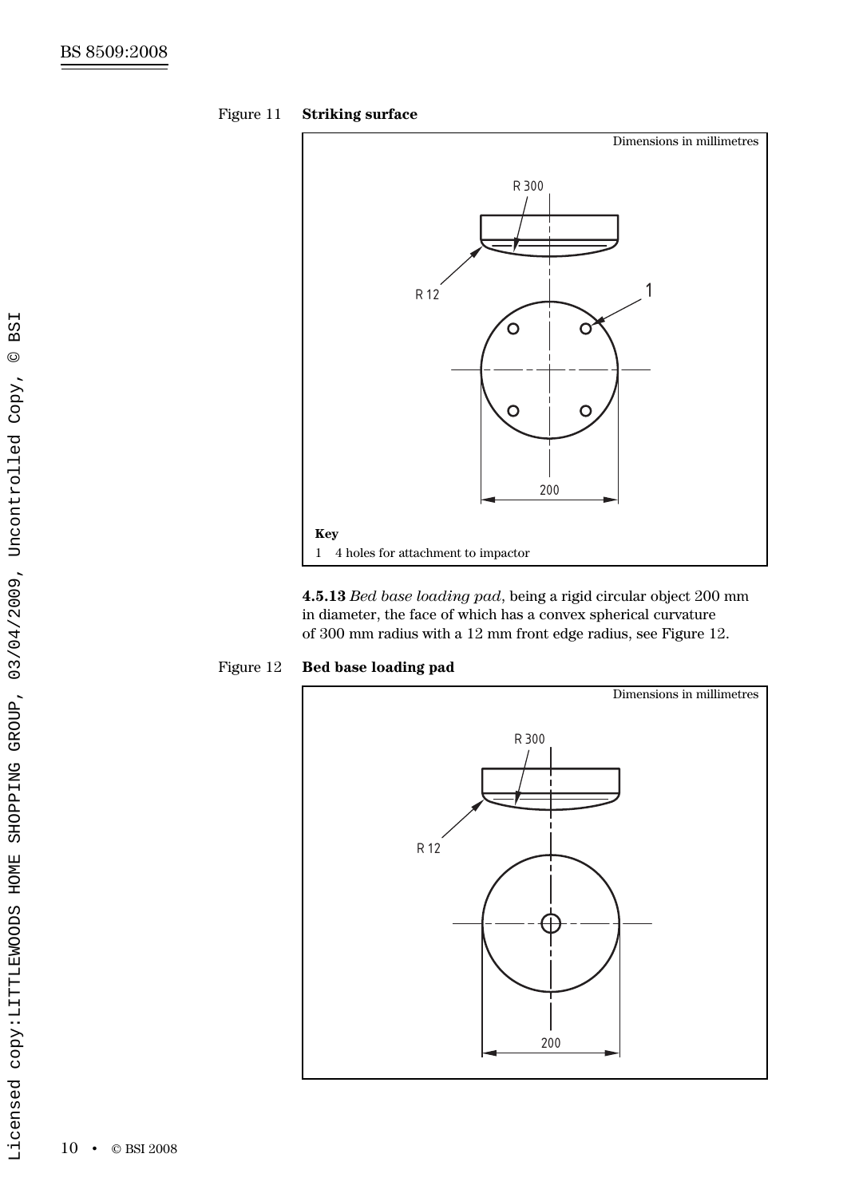Figure 11 **Striking surface**

Dimensions in millimetres

**Key**

1 4 holes for attachment to impactor

**4.5.13** *Bed base loading pad*, being a rigid circular object 200 mm in diameter, the face of which has a convex spherical curvature of 300 mm radius with a 12 mm front edge radius, see Figure 12.

Figure 12 **Bed base loading pad**

Dimensions in millimetres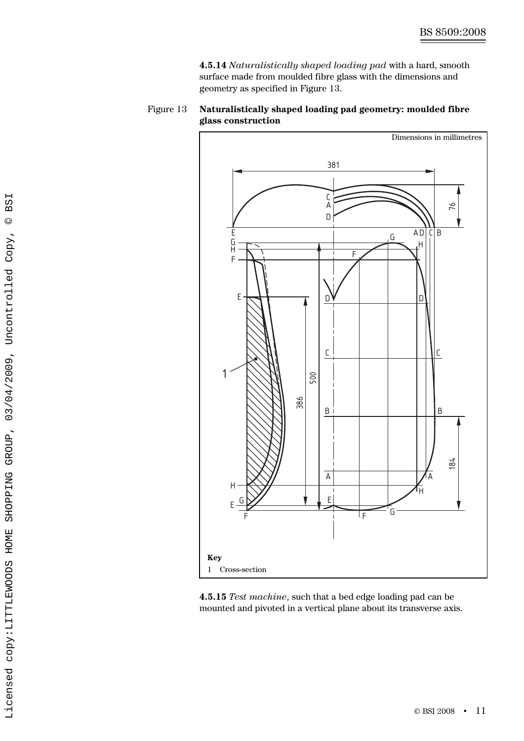**4.5.14** *Naturalistically shaped loading pad* with a hard, smooth surface made from moulded fibre glass with the dimensions and geometry as specified in Figure 13.

Figure 13 **Naturalistically shaped loading pad geometry: moulded fibre glass construction**

Dimensions in millimetres

**Key**

1 Cross-section

**4.5.15** *Test machine*, such that a bed edge loading pad can be mounted and pivoted in a vertical plane about its transverse axis.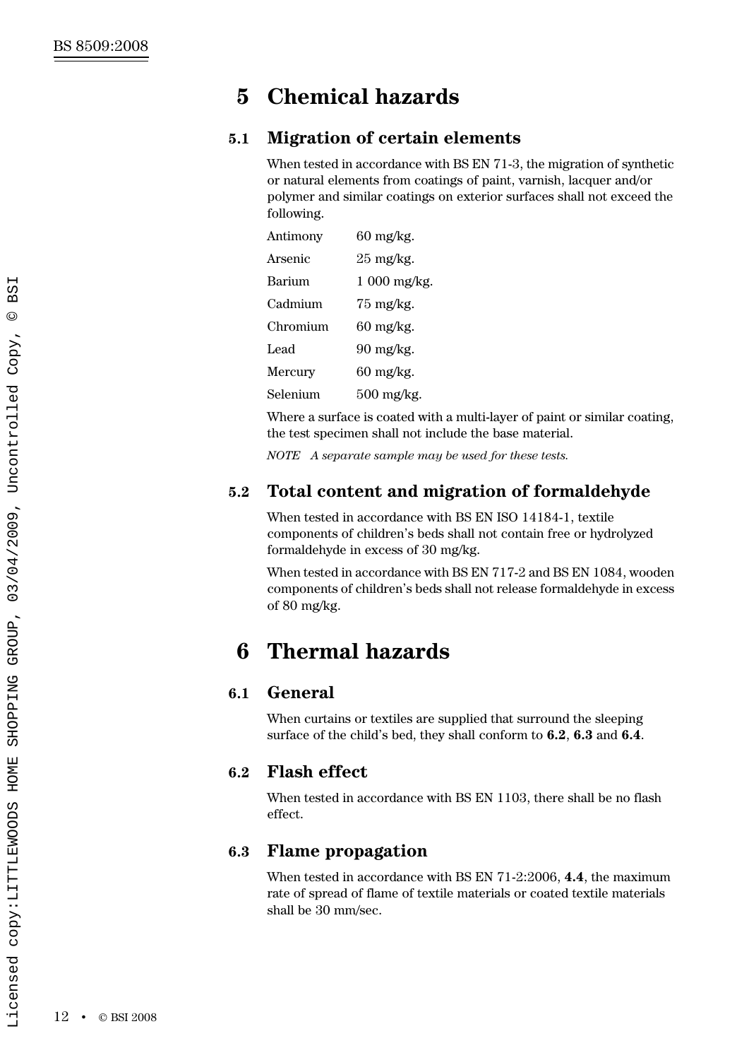# 5 Chemical hazards

## 5.1 Migration of certain elements

When tested in accordance with BS EN 71-3, the migration of synthetic or natural elements from coatings of paint, varnish, lacquer and/or polymer and similar coatings on exterior surfaces shall not exceed the following.

| | |
|---|---|
| Antimony | 60 mg/kg. |
| Arsenic | 25 mg/kg. |
| Barium | 1 000 mg/kg. |
| Cadmium | 75 mg/kg. |
| Chromium | 60 mg/kg. |
| Lead | 90 mg/kg. |
| Mercury | 60 mg/kg. |
| Selenium | 500 mg/kg. |

Where a surface is coated with a multi-layer of paint or similar coating, the test specimen shall not include the base material.

*NOTE A separate sample may be used for these tests.*

## 5.2 Total content and migration of formaldehyde

When tested in accordance with BS EN ISO 14184-1, textile components of children's beds shall not contain free or hydrolyzed formaldehyde in excess of 30 mg/kg.

When tested in accordance with BS EN 717-2 and BS EN 1084, wooden components of children's beds shall not release formaldehyde in excess of 80 mg/kg.

# 6 Thermal hazards

## 6.1 General

When curtains or textiles are supplied that surround the sleeping surface of the child's bed, they shall conform to **6.2**, **6.3** and **6.4**.

## 6.2 Flash effect

When tested in accordance with BS EN 1103, there shall be no flash effect.

## 6.3 Flame propagation

When tested in accordance with BS EN 71-2:2006, **4.4**, the maximum rate of spread of flame of textile materials or coated textile materials shall be 30 mm/sec.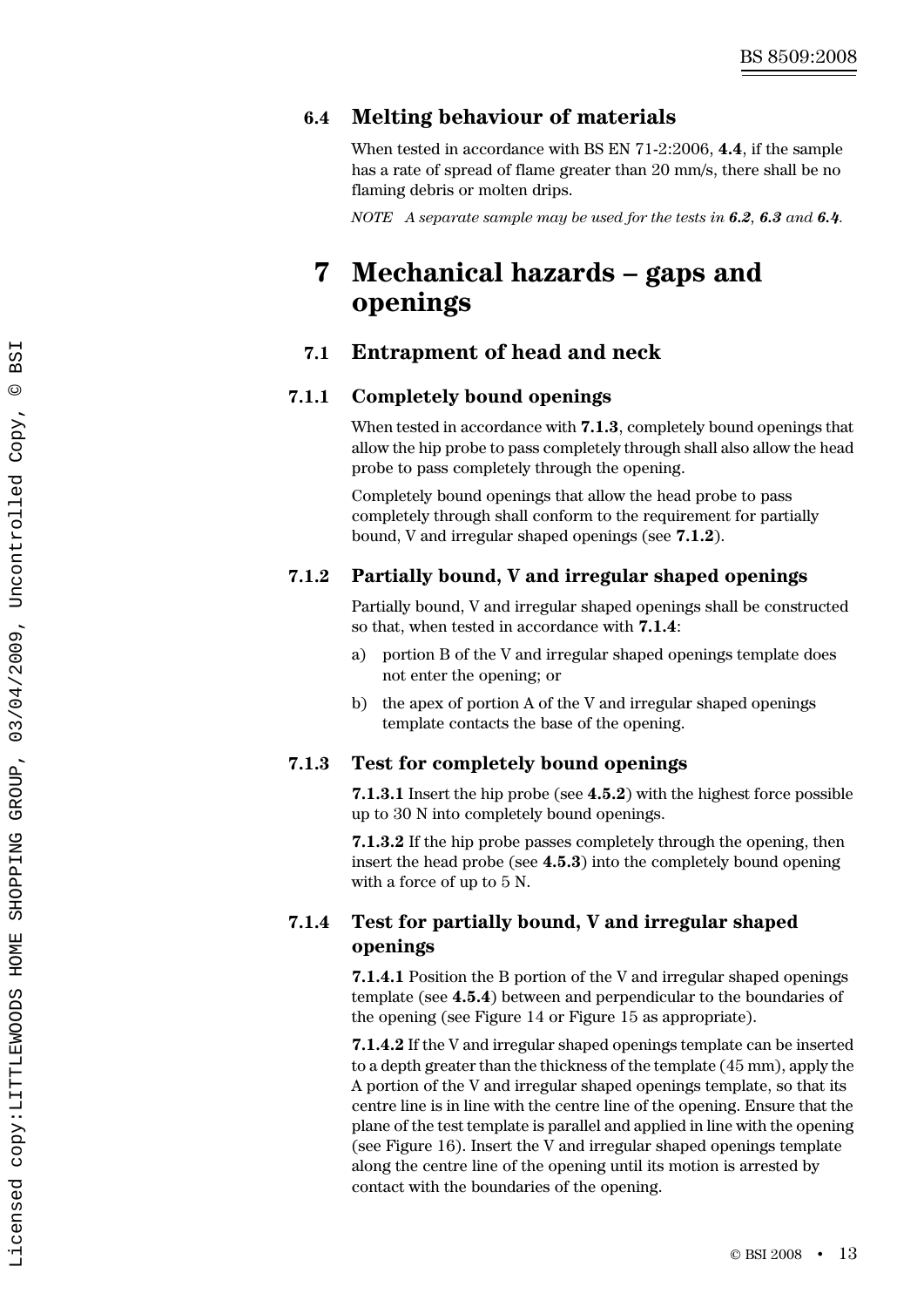### 6.4 Melting behaviour of materials

When tested in accordance with BS EN 71-2:2006, **4.4**, if the sample has a rate of spread of flame greater than 20 mm/s, there shall be no flaming debris or molten drips.

*NOTE A separate sample may be used for the tests in **6.2**, **6.3** and **6.4**.*

## 7 Mechanical hazards – gaps and openings

### 7.1 Entrapment of head and neck

#### 7.1.1 Completely bound openings

When tested in accordance with **7.1.3**, completely bound openings that allow the hip probe to pass completely through shall also allow the head probe to pass completely through the opening.

Completely bound openings that allow the head probe to pass completely through shall conform to the requirement for partially bound, V and irregular shaped openings (see **7.1.2**).

#### 7.1.2 Partially bound, V and irregular shaped openings

Partially bound, V and irregular shaped openings shall be constructed so that, when tested in accordance with **7.1.4**:

a) portion B of the V and irregular shaped openings template does not enter the opening; or

b) the apex of portion A of the V and irregular shaped openings template contacts the base of the opening.

#### 7.1.3 Test for completely bound openings

**7.1.3.1** Insert the hip probe (see **4.5.2**) with the highest force possible up to 30 N into completely bound openings.

**7.1.3.2** If the hip probe passes completely through the opening, then insert the head probe (see **4.5.3**) into the completely bound opening with a force of up to 5 N.

#### 7.1.4 Test for partially bound, V and irregular shaped openings

**7.1.4.1** Position the B portion of the V and irregular shaped openings template (see **4.5.4**) between and perpendicular to the boundaries of the opening (see Figure 14 or Figure 15 as appropriate).

**7.1.4.2** If the V and irregular shaped openings template can be inserted to a depth greater than the thickness of the template (45 mm), apply the A portion of the V and irregular shaped openings template, so that its centre line is in line with the centre line of the opening. Ensure that the plane of the test template is parallel and applied in line with the opening (see Figure 16). Insert the V and irregular shaped openings template along the centre line of the opening until its motion is arrested by contact with the boundaries of the opening.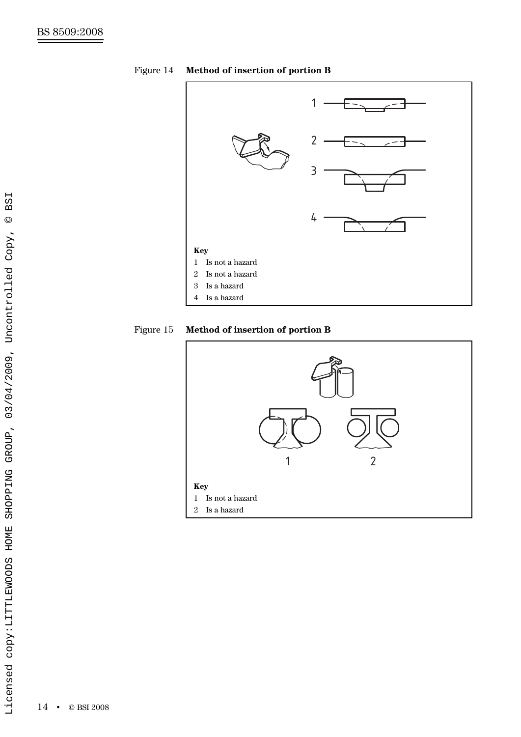Figure 14 **Method of insertion of portion B**

**Key**

1 Is not a hazard

2 Is not a hazard

3 Is a hazard

4 Is a hazard

Figure 15 **Method of insertion of portion B**

**Key**

1 Is not a hazard

2 Is a hazard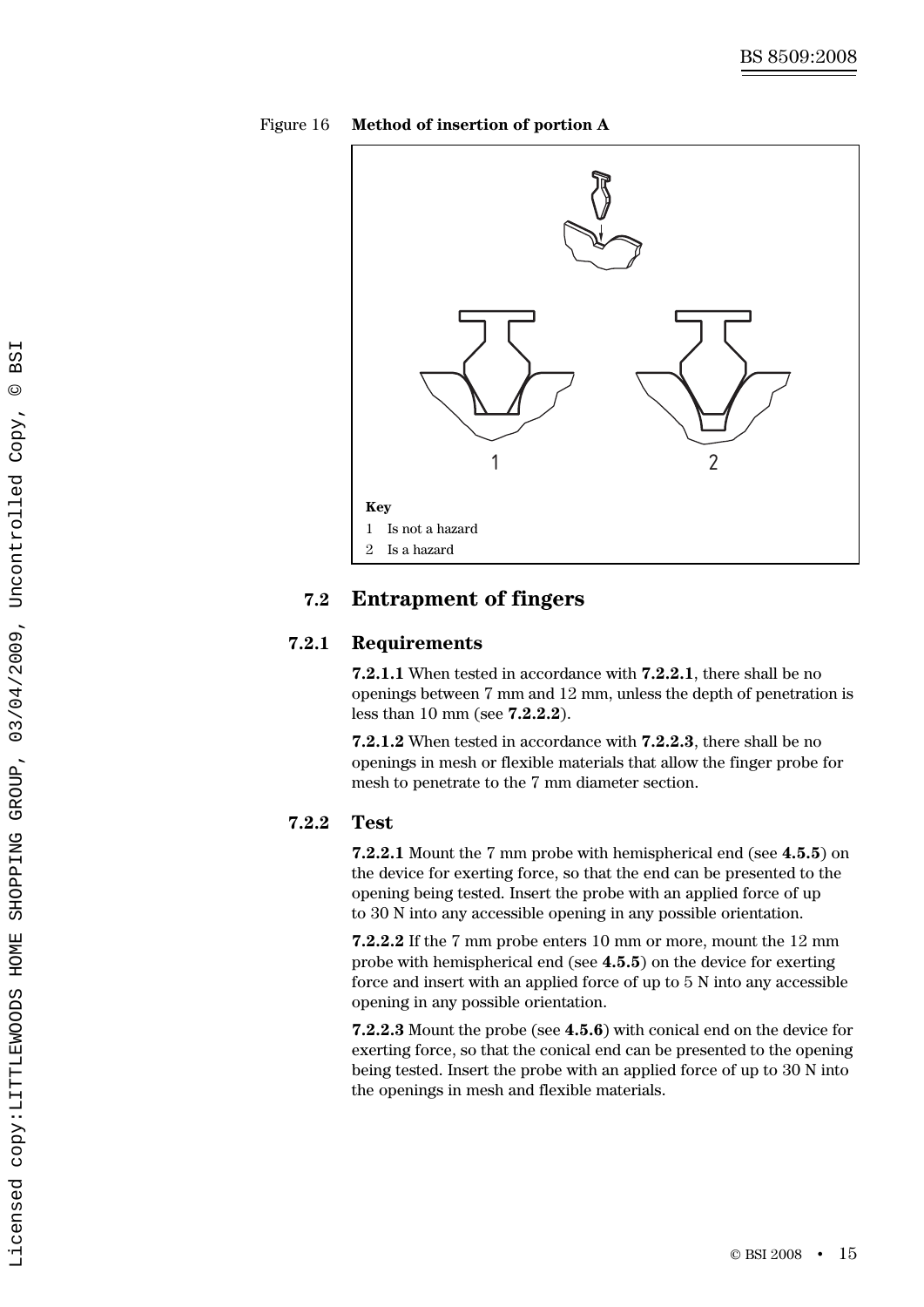Figure 16 **Method of insertion of portion A**

**Key**

1 Is not a hazard

2 Is a hazard

## 7.2 Entrapment of fingers

### 7.2.1 Requirements

**7.2.1.1** When tested in accordance with **7.2.2.1**, there shall be no openings between 7 mm and 12 mm, unless the depth of penetration is less than 10 mm (see **7.2.2.2**).

**7.2.1.2** When tested in accordance with **7.2.2.3**, there shall be no openings in mesh or flexible materials that allow the finger probe for mesh to penetrate to the 7 mm diameter section.

### 7.2.2 Test

**7.2.2.1** Mount the 7 mm probe with hemispherical end (see **4.5.5**) on the device for exerting force, so that the end can be presented to the opening being tested. Insert the probe with an applied force of up to 30 N into any accessible opening in any possible orientation.

**7.2.2.2** If the 7 mm probe enters 10 mm or more, mount the 12 mm probe with hemispherical end (see **4.5.5**) on the device for exerting force and insert with an applied force of up to 5 N into any accessible opening in any possible orientation.

**7.2.2.3** Mount the probe (see **4.5.6**) with conical end on the device for exerting force, so that the conical end can be presented to the opening being tested. Insert the probe with an applied force of up to 30 N into the openings in mesh and flexible materials.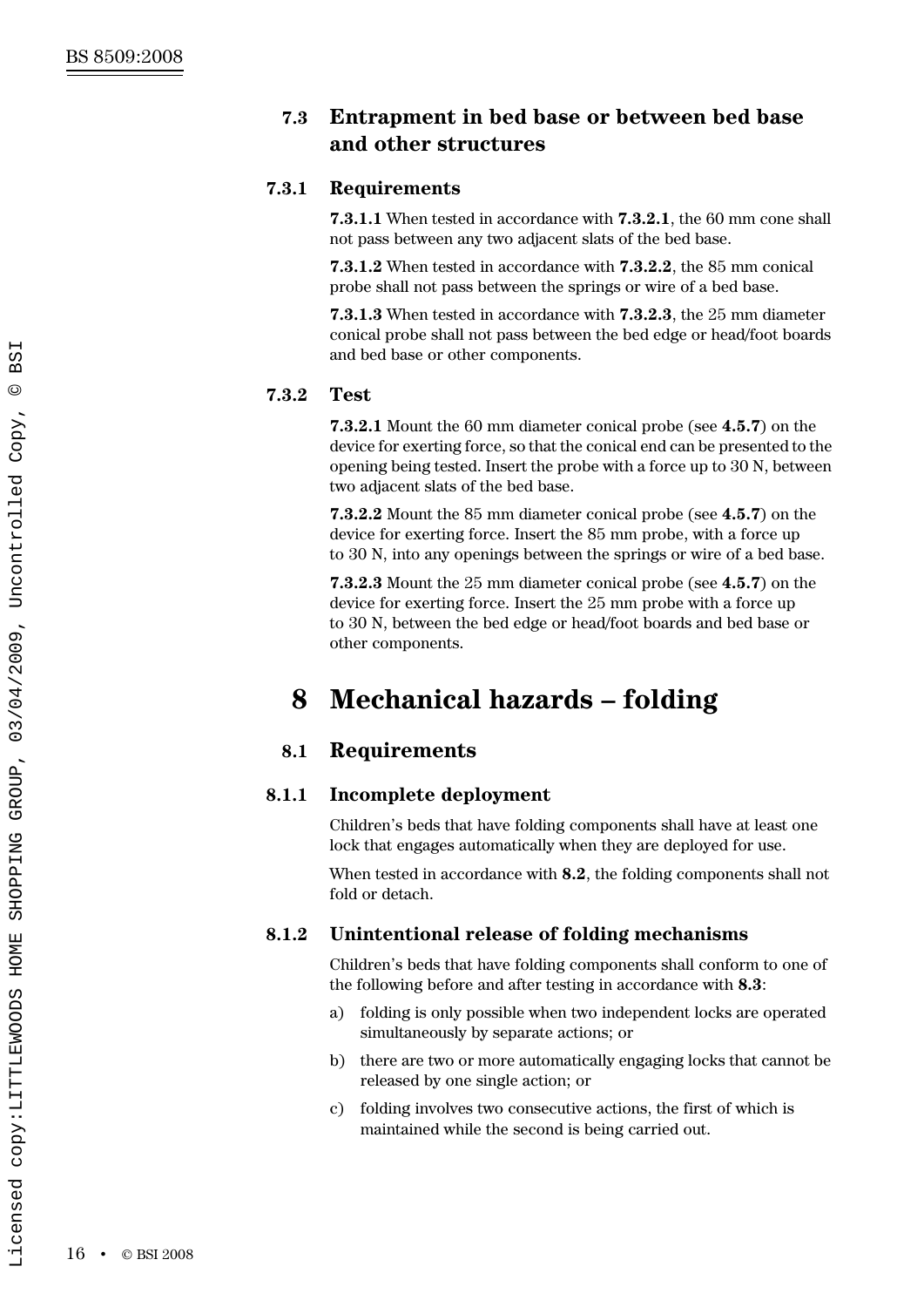### 7.3 Entrapment in bed base or between bed base and other structures

#### 7.3.1 Requirements

**7.3.1.1** When tested in accordance with **7.3.2.1**, the 60 mm cone shall not pass between any two adjacent slats of the bed base.

**7.3.1.2** When tested in accordance with **7.3.2.2**, the 85 mm conical probe shall not pass between the springs or wire of a bed base.

**7.3.1.3** When tested in accordance with **7.3.2.3**, the 25 mm diameter conical probe shall not pass between the bed edge or head/foot boards and bed base or other components.

#### 7.3.2 Test

**7.3.2.1** Mount the 60 mm diameter conical probe (see **4.5.7**) on the device for exerting force, so that the conical end can be presented to the opening being tested. Insert the probe with a force up to 30 N, between two adjacent slats of the bed base.

**7.3.2.2** Mount the 85 mm diameter conical probe (see **4.5.7**) on the device for exerting force. Insert the 85 mm probe, with a force up to 30 N, into any openings between the springs or wire of a bed base.

**7.3.2.3** Mount the 25 mm diameter conical probe (see **4.5.7**) on the device for exerting force. Insert the 25 mm probe with a force up to 30 N, between the bed edge or head/foot boards and bed base or other components.

# 8 Mechanical hazards – folding

## 8.1 Requirements

### 8.1.1 Incomplete deployment

Children's beds that have folding components shall have at least one lock that engages automatically when they are deployed for use.

When tested in accordance with **8.2**, the folding components shall not fold or detach.

### 8.1.2 Unintentional release of folding mechanisms

Children's beds that have folding components shall conform to one of the following before and after testing in accordance with **8.3**:

a) folding is only possible when two independent locks are operated simultaneously by separate actions; or

b) there are two or more automatically engaging locks that cannot be released by one single action; or

c) folding involves two consecutive actions, the first of which is maintained while the second is being carried out.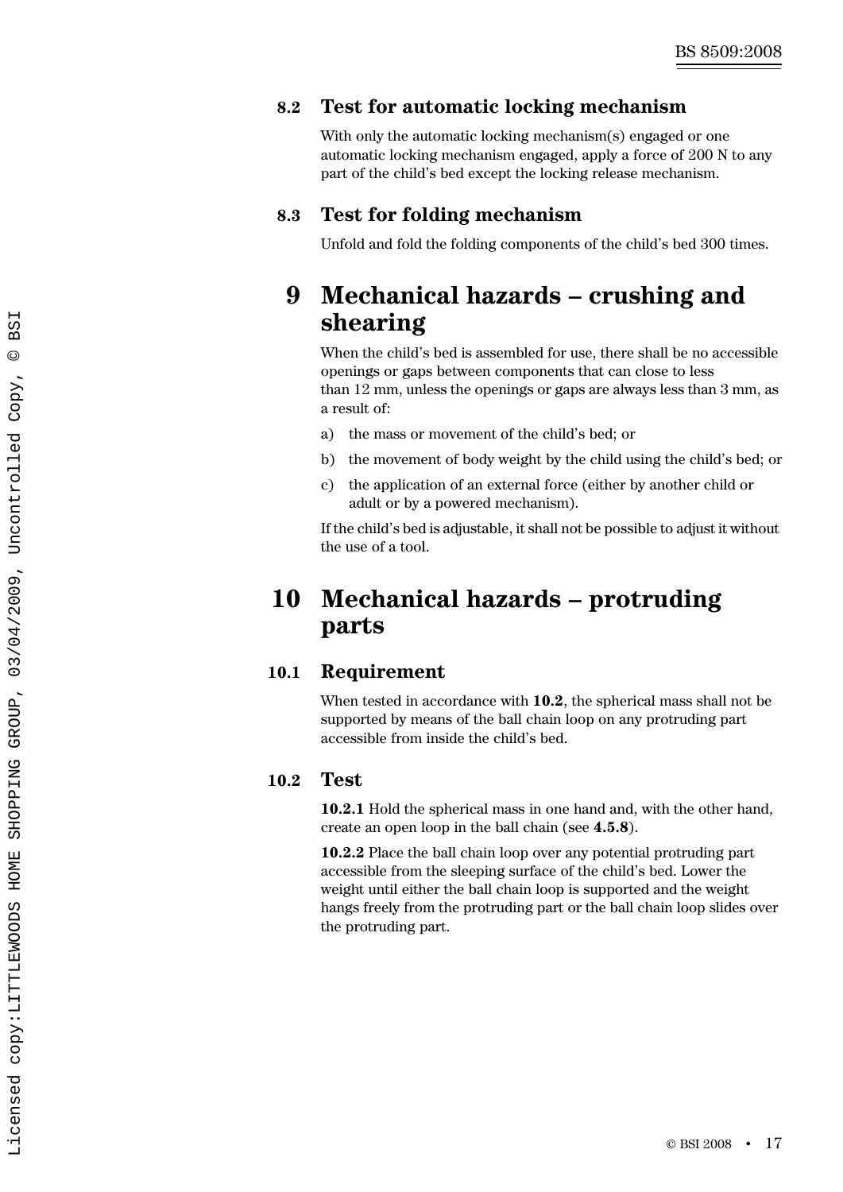### 8.2 Test for automatic locking mechanism

With only the automatic locking mechanism(s) engaged or one automatic locking mechanism engaged, apply a force of 200 N to any part of the child's bed except the locking release mechanism.

### 8.3 Test for folding mechanism

Unfold and fold the folding components of the child's bed 300 times.

## 9 Mechanical hazards – crushing and shearing

When the child's bed is assembled for use, there shall be no accessible openings or gaps between components that can close to less than 12 mm, unless the openings or gaps are always less than 3 mm, as a result of:

a) the mass or movement of the child's bed; or

b) the movement of body weight by the child using the child's bed; or

c) the application of an external force (either by another child or adult or by a powered mechanism).

If the child's bed is adjustable, it shall not be possible to adjust it without the use of a tool.

## 10 Mechanical hazards – protruding parts

### 10.1 Requirement

When tested in accordance with **10.2**, the spherical mass shall not be supported by means of the ball chain loop on any protruding part accessible from inside the child's bed.

### 10.2 Test

**10.2.1** Hold the spherical mass in one hand and, with the other hand, create an open loop in the ball chain (see **4.5.8**).

**10.2.2** Place the ball chain loop over any potential protruding part accessible from the sleeping surface of the child's bed. Lower the weight until either the ball chain loop is supported and the weight hangs freely from the protruding part or the ball chain loop slides over the protruding part.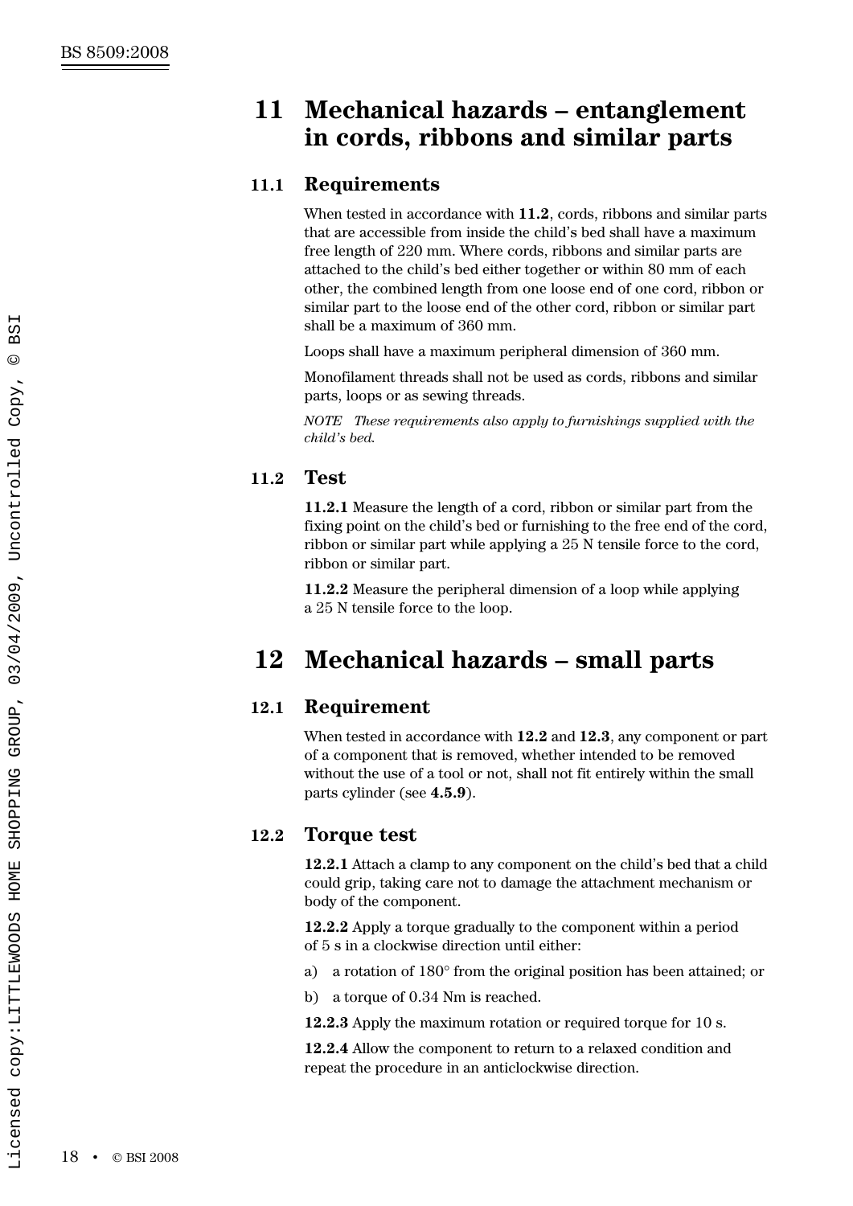## 11 Mechanical hazards – entanglement in cords, ribbons and similar parts

### 11.1 Requirements

When tested in accordance with **11.2**, cords, ribbons and similar parts that are accessible from inside the child's bed shall have a maximum free length of 220 mm. Where cords, ribbons and similar parts are attached to the child's bed either together or within 80 mm of each other, the combined length from one loose end of one cord, ribbon or similar part to the loose end of the other cord, ribbon or similar part shall be a maximum of 360 mm.

Loops shall have a maximum peripheral dimension of 360 mm.

Monofilament threads shall not be used as cords, ribbons and similar parts, loops or as sewing threads.

*NOTE These requirements also apply to furnishings supplied with the child's bed.*

### 11.2 Test

**11.2.1** Measure the length of a cord, ribbon or similar part from the fixing point on the child's bed or furnishing to the free end of the cord, ribbon or similar part while applying a 25 N tensile force to the cord, ribbon or similar part.

**11.2.2** Measure the peripheral dimension of a loop while applying a 25 N tensile force to the loop.

## 12 Mechanical hazards – small parts

### 12.1 Requirement

When tested in accordance with **12.2** and **12.3**, any component or part of a component that is removed, whether intended to be removed without the use of a tool or not, shall not fit entirely within the small parts cylinder (see **4.5.9**).

### 12.2 Torque test

**12.2.1** Attach a clamp to any component on the child's bed that a child could grip, taking care not to damage the attachment mechanism or body of the component.

**12.2.2** Apply a torque gradually to the component within a period of 5 s in a clockwise direction until either:

a) a rotation of 180° from the original position has been attained; or

b) a torque of 0.34 Nm is reached.

**12.2.3** Apply the maximum rotation or required torque for 10 s.

**12.2.4** Allow the component to return to a relaxed condition and repeat the procedure in an anticlockwise direction.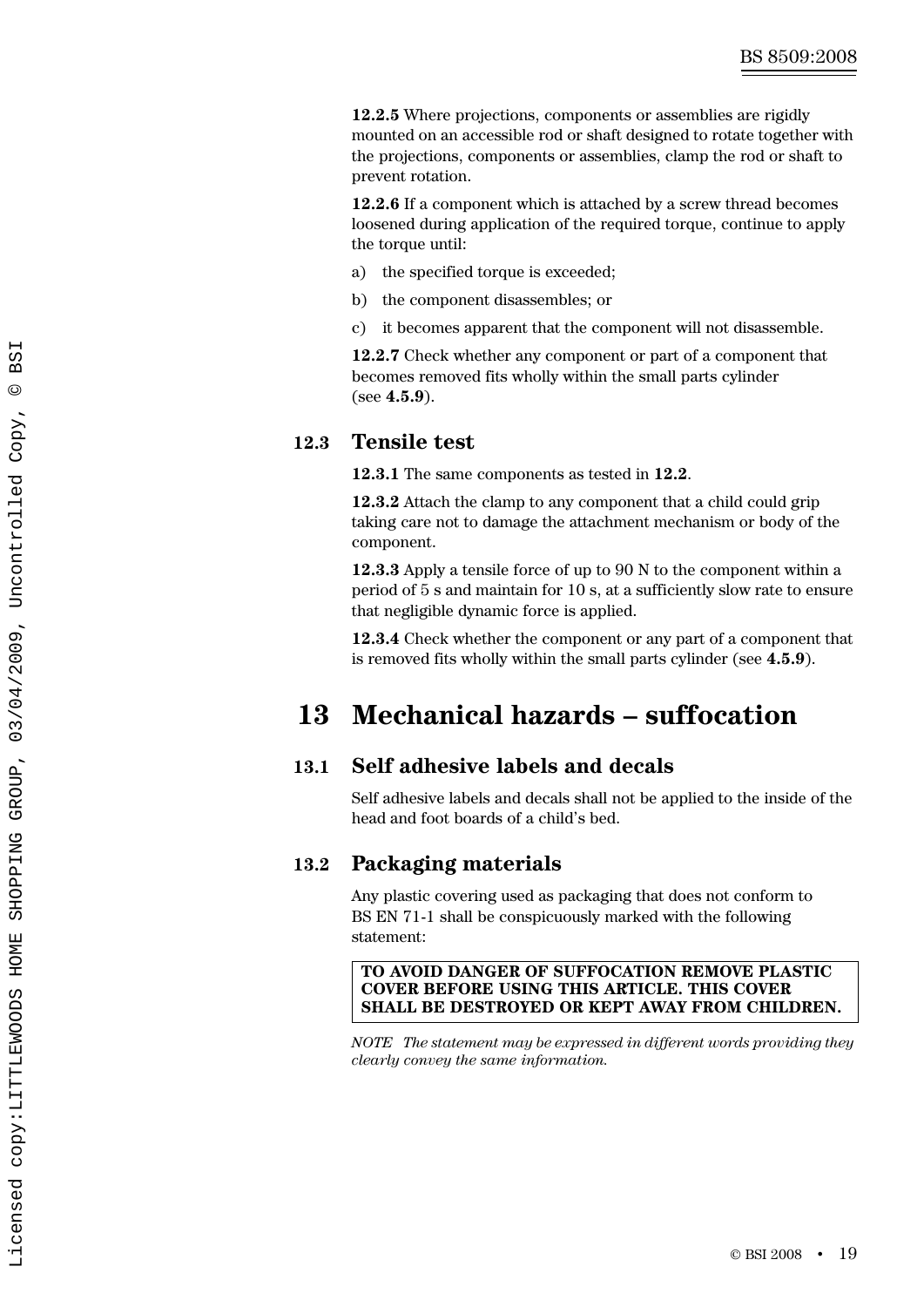**12.2.5** Where projections, components or assemblies are rigidly mounted on an accessible rod or shaft designed to rotate together with the projections, components or assemblies, clamp the rod or shaft to prevent rotation.

**12.2.6** If a component which is attached by a screw thread becomes loosened during application of the required torque, continue to apply the torque until:

a) the specified torque is exceeded;

b) the component disassembles; or

c) it becomes apparent that the component will not disassemble.

**12.2.7** Check whether any component or part of a component that becomes removed fits wholly within the small parts cylinder (see **4.5.9**).

### 12.3 Tensile test

**12.3.1** The same components as tested in **12.2**.

**12.3.2** Attach the clamp to any component that a child could grip taking care not to damage the attachment mechanism or body of the component.

**12.3.3** Apply a tensile force of up to 90 N to the component within a period of 5 s and maintain for 10 s, at a sufficiently slow rate to ensure that negligible dynamic force is applied.

**12.3.4** Check whether the component or any part of a component that is removed fits wholly within the small parts cylinder (see **4.5.9**).

## 13 Mechanical hazards – suffocation

### 13.1 Self adhesive labels and decals

Self adhesive labels and decals shall not be applied to the inside of the head and foot boards of a child's bed.

### 13.2 Packaging materials

Any plastic covering used as packaging that does not conform to BS EN 71-1 shall be conspicuously marked with the following statement:

**TO AVOID DANGER OF SUFFOCATION REMOVE PLASTIC COVER BEFORE USING THIS ARTICLE. THIS COVER SHALL BE DESTROYED OR KEPT AWAY FROM CHILDREN.**

*NOTE The statement may be expressed in different words providing they clearly convey the same information.*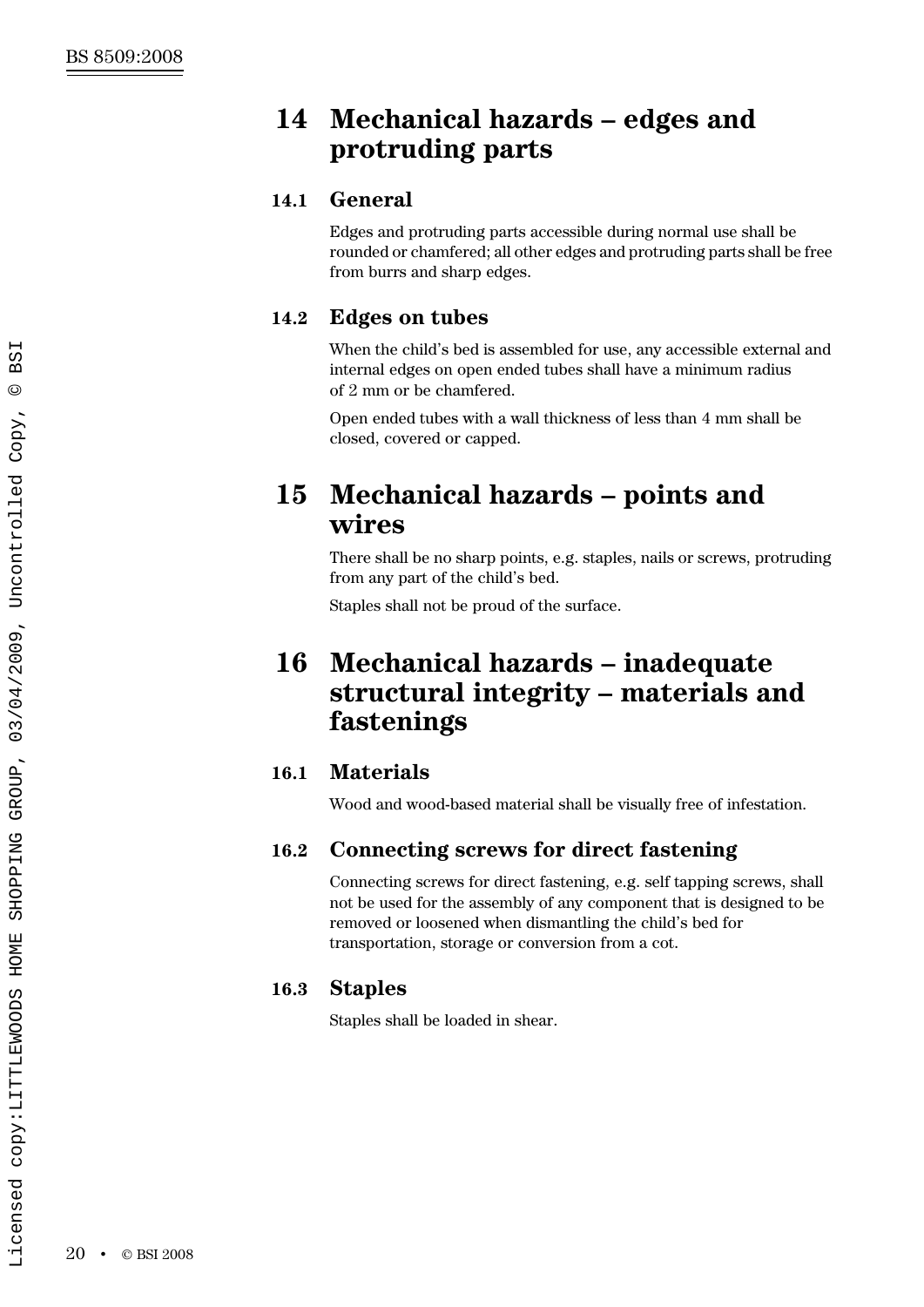# 14 Mechanical hazards – edges and protruding parts

## 14.1 General

Edges and protruding parts accessible during normal use shall be rounded or chamfered; all other edges and protruding parts shall be free from burrs and sharp edges.

## 14.2 Edges on tubes

When the child's bed is assembled for use, any accessible external and internal edges on open ended tubes shall have a minimum radius of 2 mm or be chamfered.

Open ended tubes with a wall thickness of less than 4 mm shall be closed, covered or capped.

# 15 Mechanical hazards – points and wires

There shall be no sharp points, e.g. staples, nails or screws, protruding from any part of the child's bed.

Staples shall not be proud of the surface.

# 16 Mechanical hazards – inadequate structural integrity – materials and fastenings

## 16.1 Materials

Wood and wood-based material shall be visually free of infestation.

## 16.2 Connecting screws for direct fastening

Connecting screws for direct fastening, e.g. self tapping screws, shall not be used for the assembly of any component that is designed to be removed or loosened when dismantling the child's bed for transportation, storage or conversion from a cot.

## 16.3 Staples

Staples shall be loaded in shear.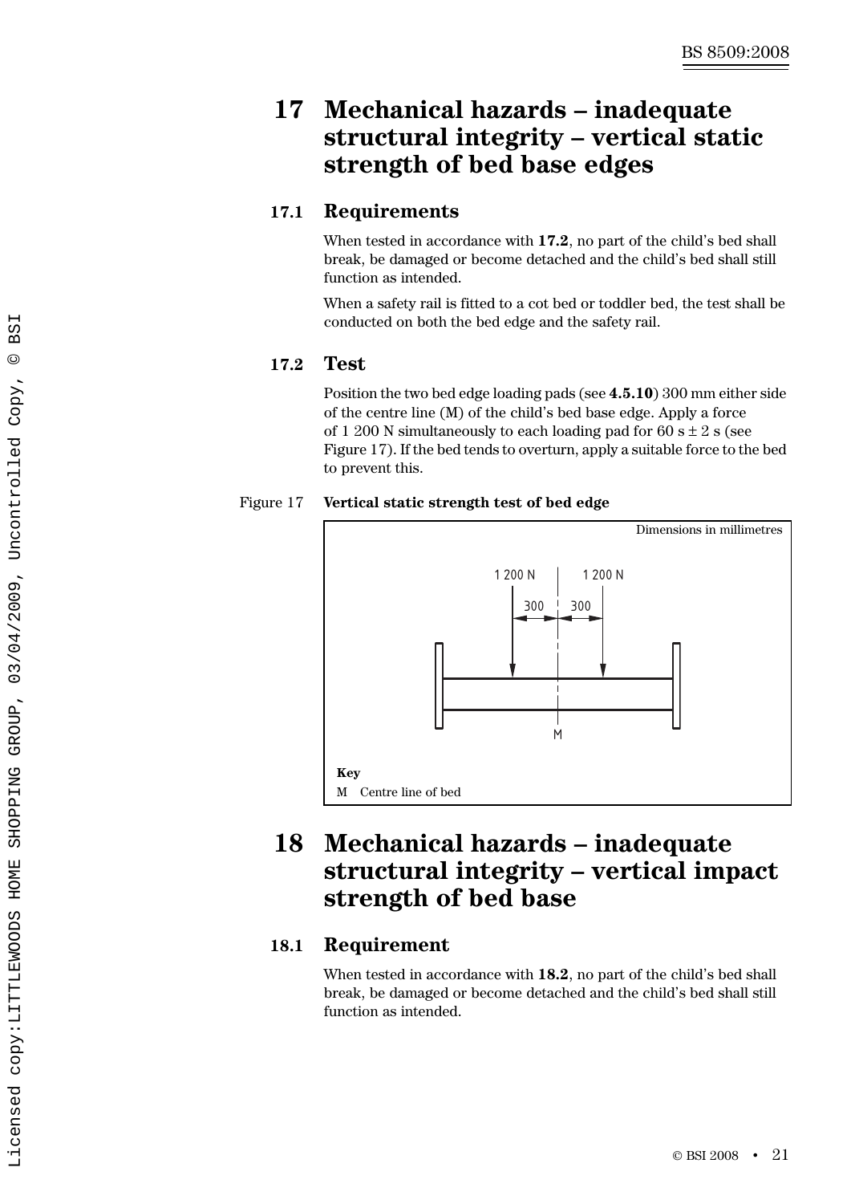## 17 Mechanical hazards – inadequate structural integrity – vertical static strength of bed base edges

### 17.1 Requirements

When tested in accordance with **17.2**, no part of the child's bed shall break, be damaged or become detached and the child's bed shall still function as intended.

When a safety rail is fitted to a cot bed or toddler bed, the test shall be conducted on both the bed edge and the safety rail.

### 17.2 Test

Position the two bed edge loading pads (see **4.5.10**) 300 mm either side of the centre line (M) of the child's bed base edge. Apply a force of 1 200 N simultaneously to each loading pad for 60 s ± 2 s (see Figure 17). If the bed tends to overturn, apply a suitable force to the bed to prevent this.

Figure 17 **Vertical static strength test of bed edge**

Dimensions in millimetres

1 200 N 1 200 N
300 300
M

**Key**
M Centre line of bed

## 18 Mechanical hazards – inadequate structural integrity – vertical impact strength of bed base

### 18.1 Requirement

When tested in accordance with **18.2**, no part of the child's bed shall break, be damaged or become detached and the child's bed shall still function as intended.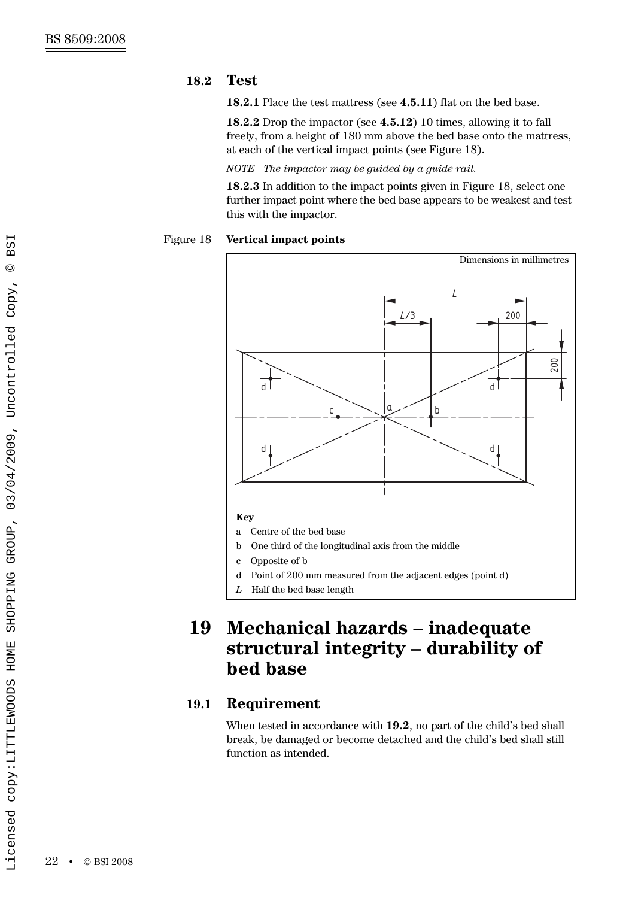## 18.2 Test

**18.2.1** Place the test mattress (see **4.5.11**) flat on the bed base.

**18.2.2** Drop the impactor (see **4.5.12**) 10 times, allowing it to fall freely, from a height of 180 mm above the bed base onto the mattress, at each of the vertical impact points (see Figure 18).

*NOTE The impactor may be guided by a guide rail.*

**18.2.3** In addition to the impact points given in Figure 18, select one further impact point where the bed base appears to be weakest and test this with the impactor.

Figure 18 **Vertical impact points**

Dimensions in millimetres

**Key**

a Centre of the bed base

b One third of the longitudinal axis from the middle

c Opposite of b

d Point of 200 mm measured from the adjacent edges (point d)

*L* Half the bed base length

# 19 Mechanical hazards – inadequate structural integrity – durability of bed base

## 19.1 Requirement

When tested in accordance with **19.2**, no part of the child's bed shall break, be damaged or become detached and the child's bed shall still function as intended.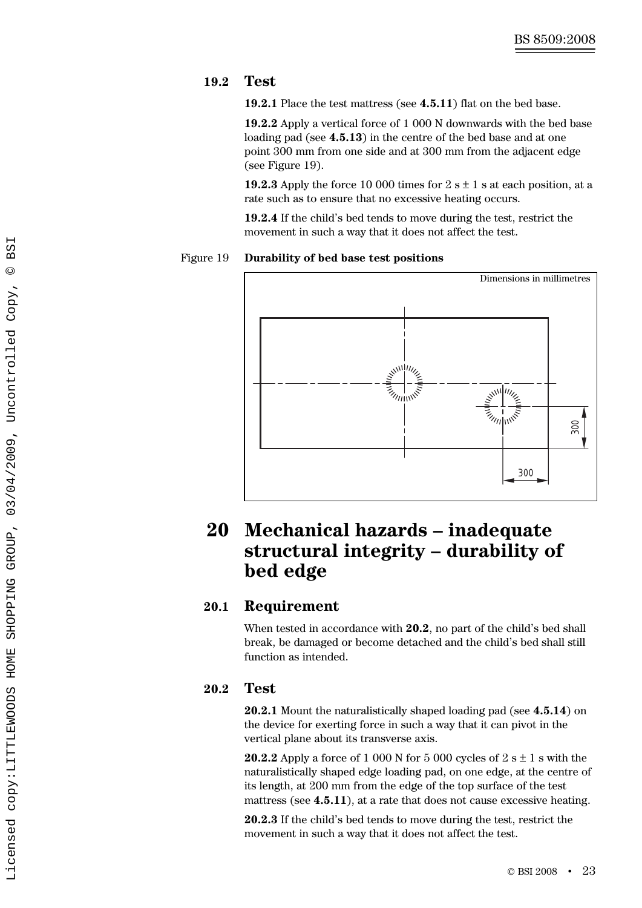### 19.2 Test

**19.2.1** Place the test mattress (see **4.5.11**) flat on the bed base.

**19.2.2** Apply a vertical force of 1 000 N downwards with the bed base loading pad (see **4.5.13**) in the centre of the bed base and at one point 300 mm from one side and at 300 mm from the adjacent edge (see Figure 19).

**19.2.3** Apply the force 10 000 times for 2 s ± 1 s at each position, at a rate such as to ensure that no excessive heating occurs.

**19.2.4** If the child's bed tends to move during the test, restrict the movement in such a way that it does not affect the test.

Figure 19 **Durability of bed base test positions**

Dimensions in millimetres

300

300

# 20 Mechanical hazards – inadequate structural integrity – durability of bed edge

### 20.1 Requirement

When tested in accordance with **20.2**, no part of the child's bed shall break, be damaged or become detached and the child's bed shall still function as intended.

### 20.2 Test

**20.2.1** Mount the naturalistically shaped loading pad (see **4.5.14**) on the device for exerting force in such a way that it can pivot in the vertical plane about its transverse axis.

**20.2.2** Apply a force of 1 000 N for 5 000 cycles of 2 s ± 1 s with the naturalistically shaped edge loading pad, on one edge, at the centre of its length, at 200 mm from the edge of the top surface of the test mattress (see **4.5.11**), at a rate that does not cause excessive heating.

**20.2.3** If the child's bed tends to move during the test, restrict the movement in such a way that it does not affect the test.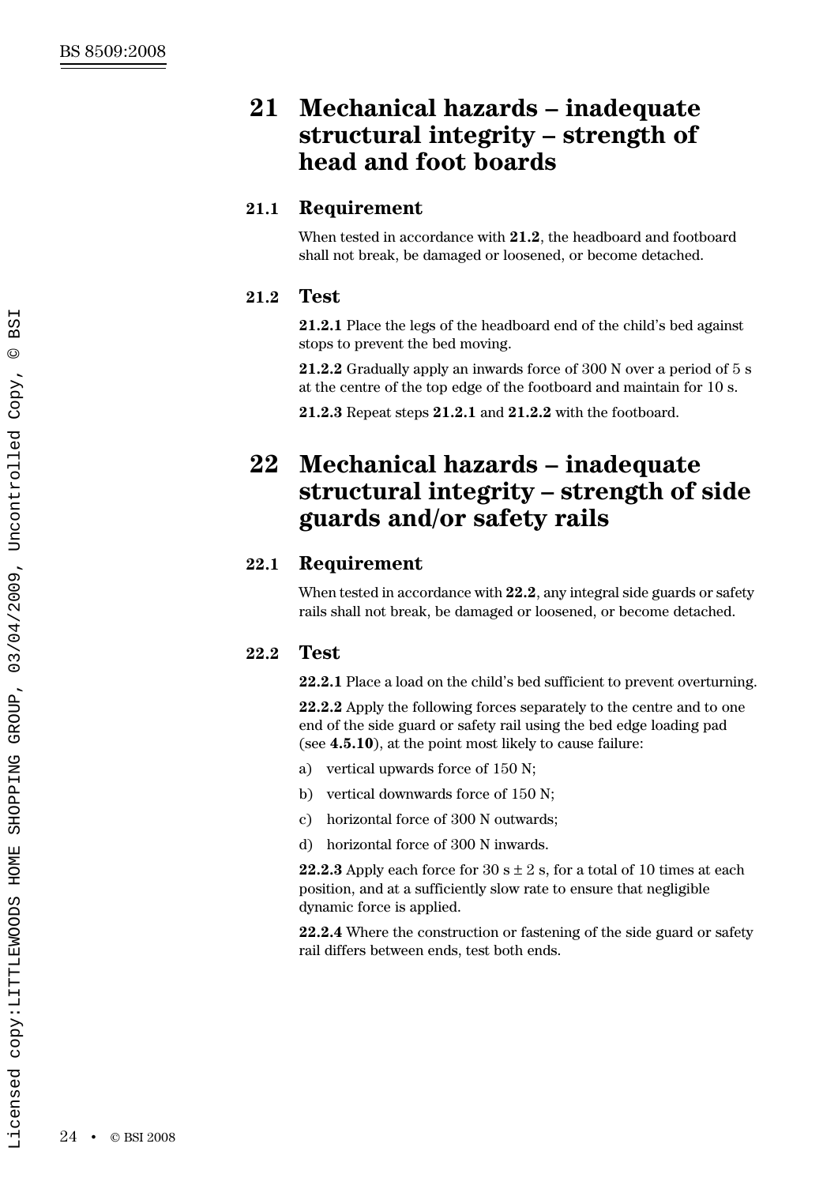# 21 Mechanical hazards – inadequate structural integrity – strength of head and foot boards

## 21.1 Requirement

When tested in accordance with **21.2**, the headboard and footboard shall not break, be damaged or loosened, or become detached.

## 21.2 Test

**21.2.1** Place the legs of the headboard end of the child's bed against stops to prevent the bed moving.

**21.2.2** Gradually apply an inwards force of 300 N over a period of 5 s at the centre of the top edge of the footboard and maintain for 10 s.

**21.2.3** Repeat steps **21.2.1** and **21.2.2** with the footboard.

# 22 Mechanical hazards – inadequate structural integrity – strength of side guards and/or safety rails

## 22.1 Requirement

When tested in accordance with **22.2**, any integral side guards or safety rails shall not break, be damaged or loosened, or become detached.

## 22.2 Test

**22.2.1** Place a load on the child's bed sufficient to prevent overturning.

**22.2.2** Apply the following forces separately to the centre and to one end of the side guard or safety rail using the bed edge loading pad (see **4.5.10**), at the point most likely to cause failure:

a) vertical upwards force of 150 N;

b) vertical downwards force of 150 N;

c) horizontal force of 300 N outwards;

d) horizontal force of 300 N inwards.

**22.2.3** Apply each force for 30 s ± 2 s, for a total of 10 times at each position, and at a sufficiently slow rate to ensure that negligible dynamic force is applied.

**22.2.4** Where the construction or fastening of the side guard or safety rail differs between ends, test both ends.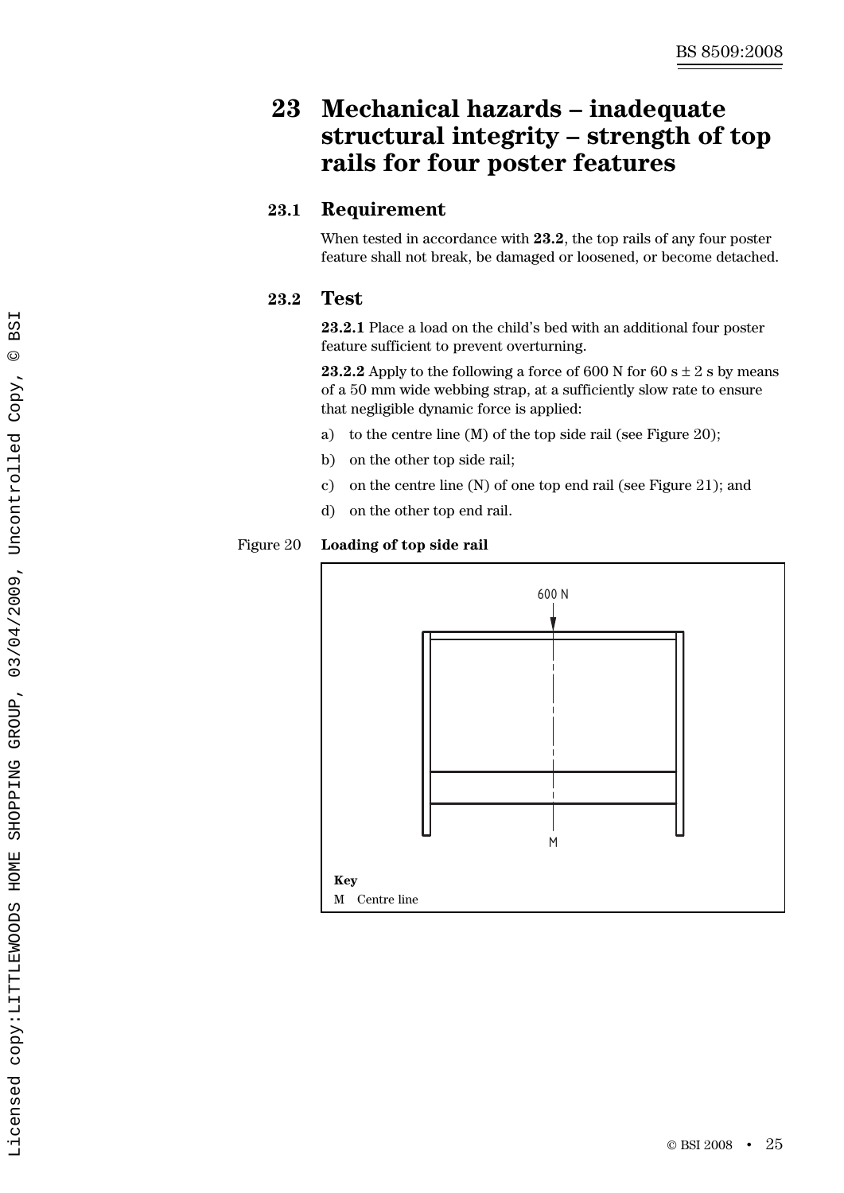# 23 Mechanical hazards – inadequate structural integrity – strength of top rails for four poster features

## 23.1 Requirement

When tested in accordance with **23.2**, the top rails of any four poster feature shall not break, be damaged or loosened, or become detached.

## 23.2 Test

**23.2.1** Place a load on the child's bed with an additional four poster feature sufficient to prevent overturning.

**23.2.2** Apply to the following a force of 600 N for 60 s ± 2 s by means of a 50 mm wide webbing strap, at a sufficiently slow rate to ensure that negligible dynamic force is applied:

a) to the centre line (M) of the top side rail (see Figure 20);

b) on the other top side rail;

c) on the centre line (N) of one top end rail (see Figure 21); and

d) on the other top end rail.

Figure 20 **Loading of top side rail**

600 N

M

**Key**

M Centre line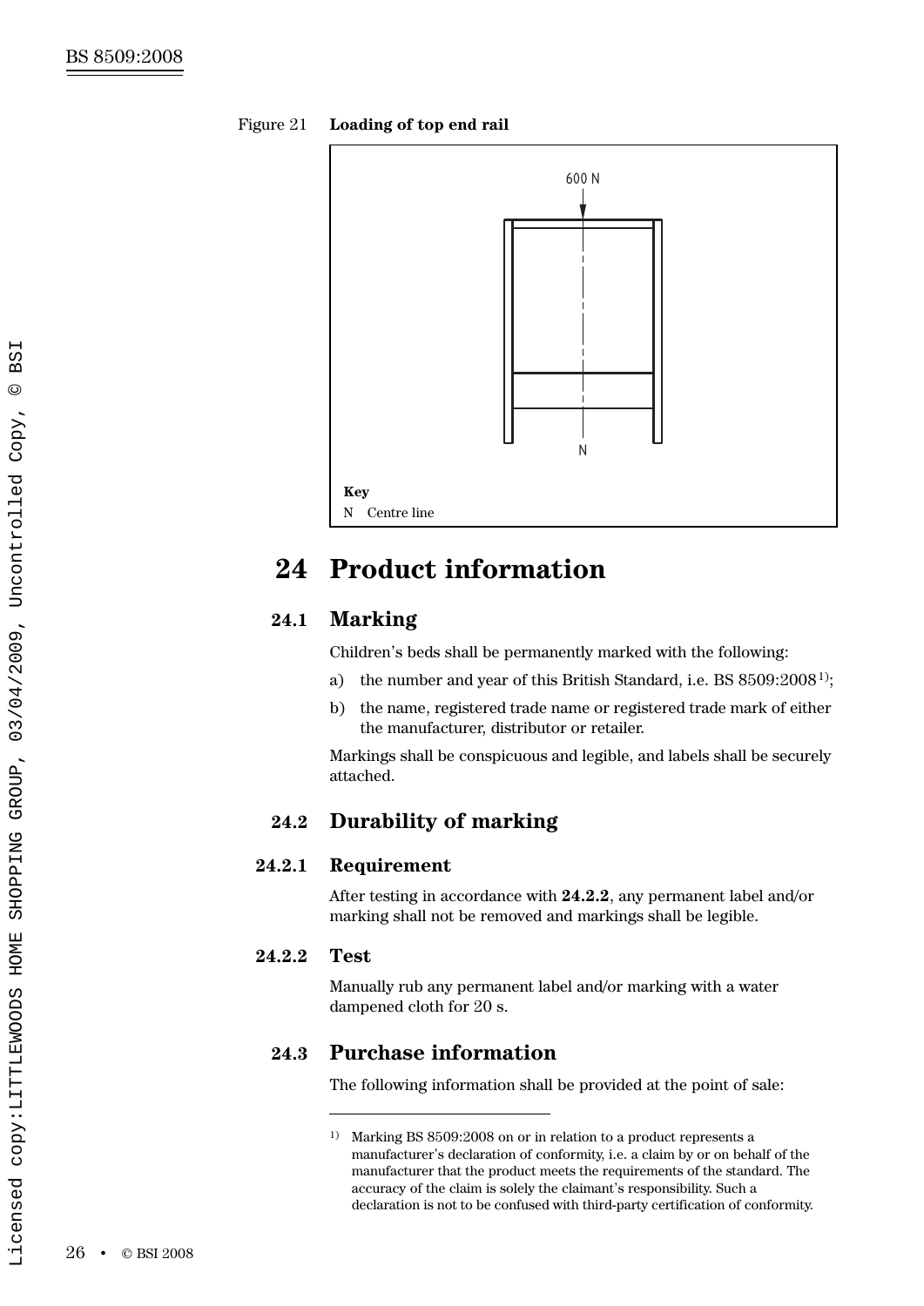Figure 21 **Loading of top end rail**

600 N

N

**Key**

N Centre line

# 24 Product information

## 24.1 Marking

Children's beds shall be permanently marked with the following:

a) the number and year of this British Standard, i.e. BS 8509:2008[1];

b) the name, registered trade name or registered trade mark of either the manufacturer, distributor or retailer.

Markings shall be conspicuous and legible, and labels shall be securely attached.

## 24.2 Durability of marking

### 24.2.1 Requirement

After testing in accordance with **24.2.2**, any permanent label and/or marking shall not be removed and markings shall be legible.

### 24.2.2 Test

Manually rub any permanent label and/or marking with a water dampened cloth for 20 s.

## 24.3 Purchase information

The following information shall be provided at the point of sale:

---

[1] Marking BS 8509:2008 on or in relation to a product represents a manufacturer's declaration of conformity, i.e. a claim by or on behalf of the manufacturer that the product meets the requirements of the standard. The accuracy of the claim is solely the claimant's responsibility. Such a declaration is not to be confused with third-party certification of conformity.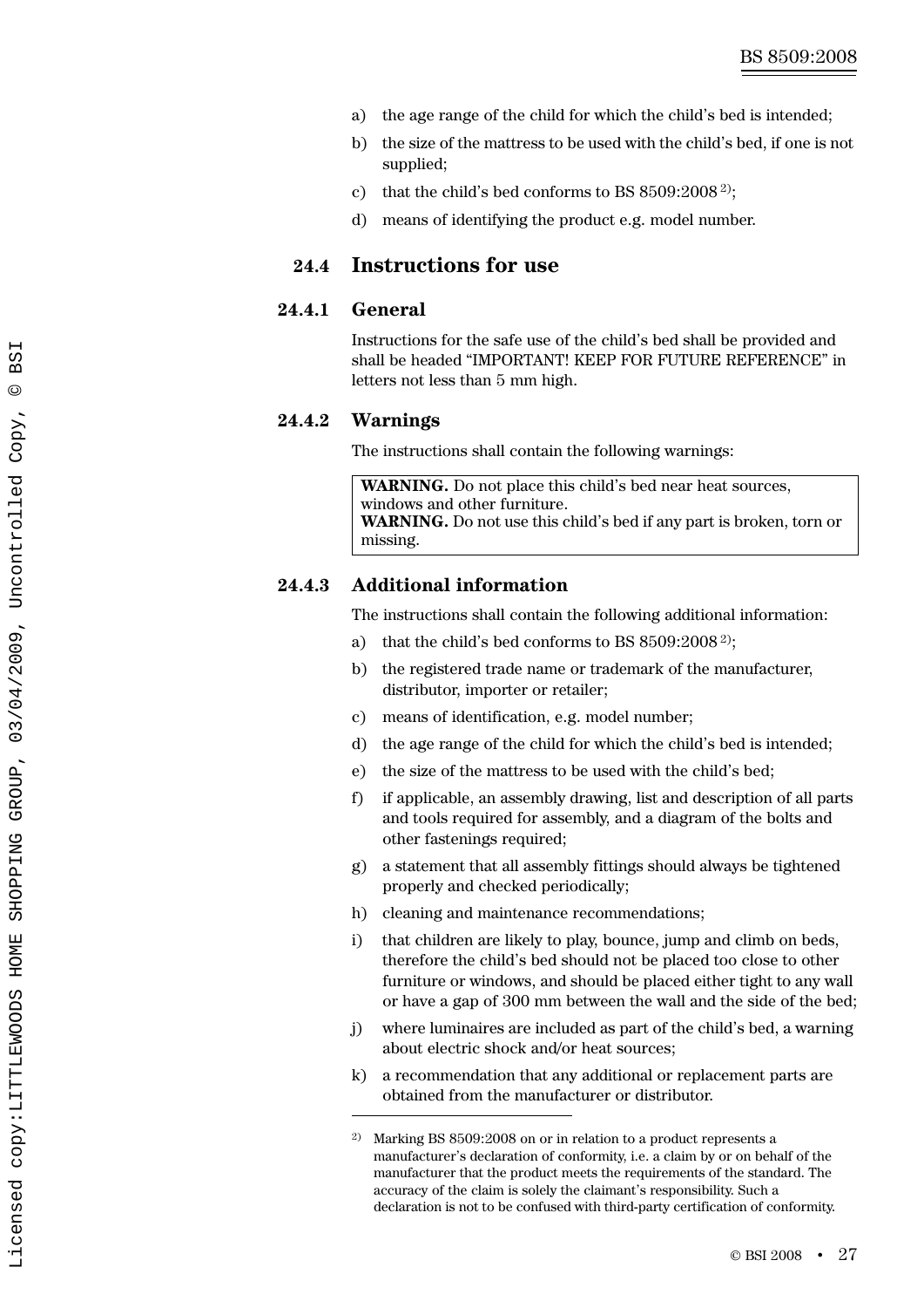a) the age range of the child for which the child's bed is intended;

b) the size of the mattress to be used with the child's bed, if one is not supplied;

c) that the child's bed conforms to BS 8509:2008 [2)];

d) means of identifying the product e.g. model number.

## 24.4 Instructions for use

### 24.4.1 General

Instructions for the safe use of the child's bed shall be provided and shall be headed "IMPORTANT! KEEP FOR FUTURE REFERENCE" in letters not less than 5 mm high.

### 24.4.2 Warnings

The instructions shall contain the following warnings:

> **WARNING.** Do not place this child's bed near heat sources, windows and other furniture.
> **WARNING.** Do not use this child's bed if any part is broken, torn or missing.

### 24.4.3 Additional information

The instructions shall contain the following additional information:

a) that the child's bed conforms to BS 8509:2008 [2)];

b) the registered trade name or trademark of the manufacturer, distributor, importer or retailer;

c) means of identification, e.g. model number;

d) the age range of the child for which the child's bed is intended;

e) the size of the mattress to be used with the child's bed;

f) if applicable, an assembly drawing, list and description of all parts and tools required for assembly, and a diagram of the bolts and other fastenings required;

g) a statement that all assembly fittings should always be tightened properly and checked periodically;

h) cleaning and maintenance recommendations;

i) that children are likely to play, bounce, jump and climb on beds, therefore the child's bed should not be placed too close to other furniture or windows, and should be placed either tight to any wall or have a gap of 300 mm between the wall and the side of the bed;

j) where luminaires are included as part of the child's bed, a warning about electric shock and/or heat sources;

k) a recommendation that any additional or replacement parts are obtained from the manufacturer or distributor.

---

[2)] Marking BS 8509:2008 on or in relation to a product represents a manufacturer's declaration of conformity, i.e. a claim by or on behalf of the manufacturer that the product meets the requirements of the standard. The accuracy of the claim is solely the claimant's responsibility. Such a declaration is not to be confused with third-party certification of conformity.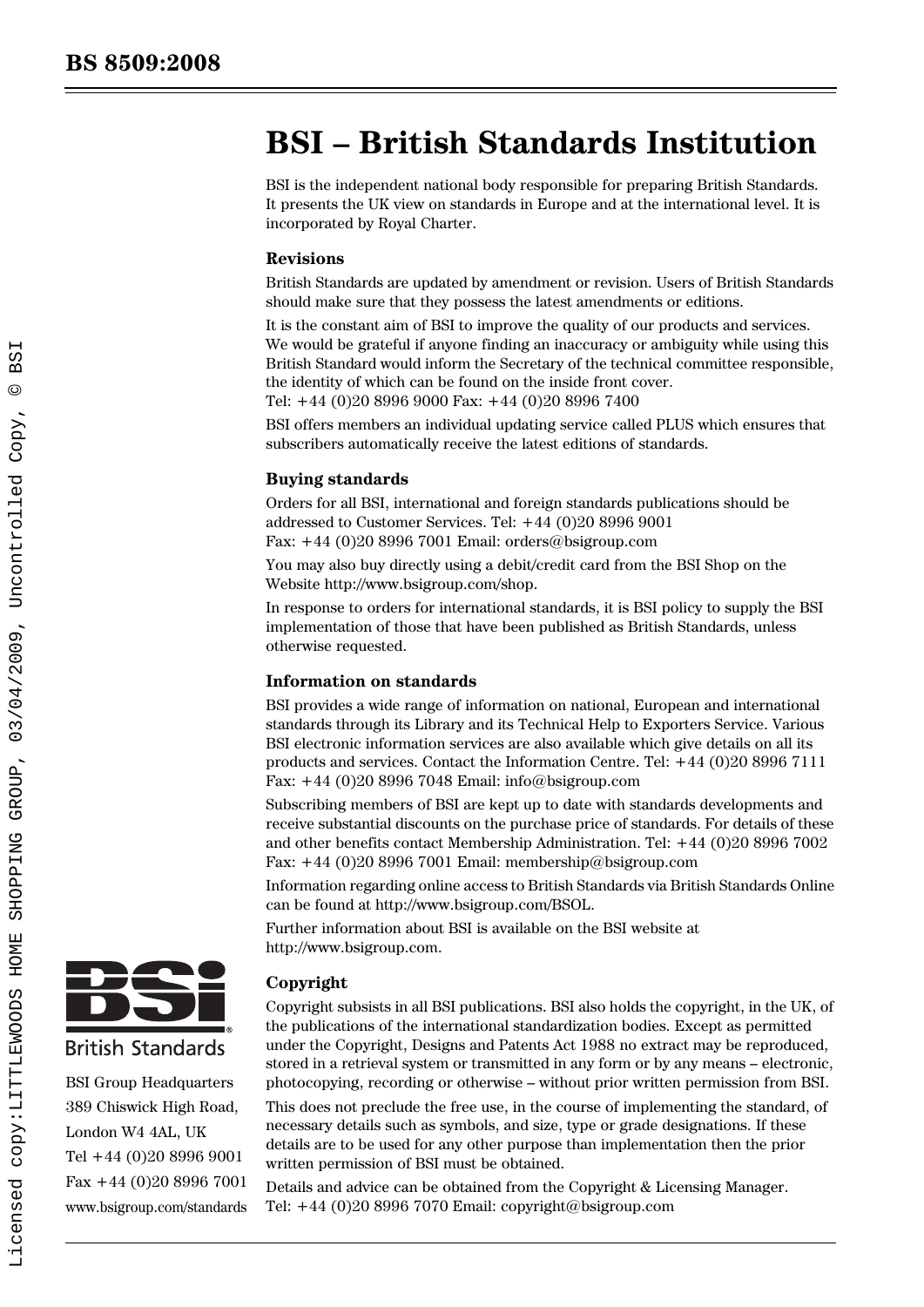# BSI – British Standards Institution

BSI is the independent national body responsible for preparing British Standards. It presents the UK view on standards in Europe and at the international level. It is incorporated by Royal Charter.

### Revisions

British Standards are updated by amendment or revision. Users of British Standards should make sure that they possess the latest amendments or editions.

It is the constant aim of BSI to improve the quality of our products and services. We would be grateful if anyone finding an inaccuracy or ambiguity while using this British Standard would inform the Secretary of the technical committee responsible, the identity of which can be found on the inside front cover.
Tel: +44 (0)20 8996 9000 Fax: +44 (0)20 8996 7400

BSI offers members an individual updating service called PLUS which ensures that subscribers automatically receive the latest editions of standards.

### Buying standards

Orders for all BSI, international and foreign standards publications should be addressed to Customer Services. Tel: +44 (0)20 8996 9001
Fax: +44 (0)20 8996 7001 Email: orders@bsigroup.com

You may also buy directly using a debit/credit card from the BSI Shop on the Website http://www.bsigroup.com/shop.

In response to orders for international standards, it is BSI policy to supply the BSI implementation of those that have been published as British Standards, unless otherwise requested.

### Information on standards

BSI provides a wide range of information on national, European and international standards through its Library and its Technical Help to Exporters Service. Various BSI electronic information services are also available which give details on all its products and services. Contact the Information Centre. Tel: +44 (0)20 8996 7111
Fax: +44 (0)20 8996 7048 Email: info@bsigroup.com

Subscribing members of BSI are kept up to date with standards developments and receive substantial discounts on the purchase price of standards. For details of these and other benefits contact Membership Administration. Tel: +44 (0)20 8996 7002
Fax: +44 (0)20 8996 7001 Email: membership@bsigroup.com

Information regarding online access to British Standards via British Standards Online can be found at http://www.bsigroup.com/BSOL.

Further information about BSI is available on the BSI website at http://www.bsigroup.com.

### Copyright

Copyright subsists in all BSI publications. BSI also holds the copyright, in the UK, of the publications of the international standardization bodies. Except as permitted under the Copyright, Designs and Patents Act 1988 no extract may be reproduced, stored in a retrieval system or transmitted in any form or by any means – electronic, photocopying, recording or otherwise – without prior written permission from BSI.

This does not preclude the free use, in the course of implementing the standard, of necessary details such as symbols, and size, type or grade designations. If these details are to be used for any other purpose than implementation then the prior written permission of BSI must be obtained.

Details and advice can be obtained from the Copyright & Licensing Manager.
Tel: +44 (0)20 8996 7070 Email: copyright@bsigroup.com

British Standards

BSI Group Headquarters
389 Chiswick High Road,
London W4 4AL, UK
Tel +44 (0)20 8996 9001
Fax +44 (0)20 8996 7001
www.bsigroup.com/standards